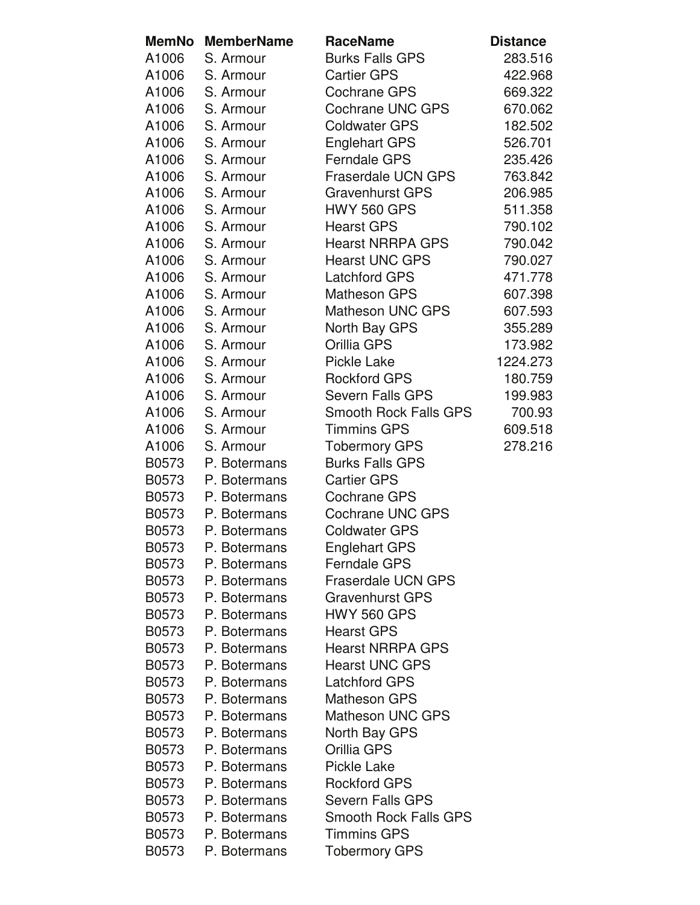| MemNo | MemberName | RaceName | Distance |
|---|---|---|---|
| A1006 | S. Armour | Burks Falls GPS | 283.516 |
| A1006 | S. Armour | Cartier GPS | 422.968 |
| A1006 | S. Armour | Cochrane GPS | 669.322 |
| A1006 | S. Armour | Cochrane UNC GPS | 670.062 |
| A1006 | S. Armour | Coldwater GPS | 182.502 |
| A1006 | S. Armour | Englehart GPS | 526.701 |
| A1006 | S. Armour | Ferndale GPS | 235.426 |
| A1006 | S. Armour | Fraserdale UCN GPS | 763.842 |
| A1006 | S. Armour | Gravenhurst GPS | 206.985 |
| A1006 | S. Armour | HWY 560 GPS | 511.358 |
| A1006 | S. Armour | Hearst GPS | 790.102 |
| A1006 | S. Armour | Hearst NRRPA GPS | 790.042 |
| A1006 | S. Armour | Hearst UNC GPS | 790.027 |
| A1006 | S. Armour | Latchford GPS | 471.778 |
| A1006 | S. Armour | Matheson GPS | 607.398 |
| A1006 | S. Armour | Matheson UNC GPS | 607.593 |
| A1006 | S. Armour | North Bay GPS | 355.289 |
| A1006 | S. Armour | Orillia GPS | 173.982 |
| A1006 | S. Armour | Pickle Lake | 1224.273 |
| A1006 | S. Armour | Rockford GPS | 180.759 |
| A1006 | S. Armour | Severn Falls GPS | 199.983 |
| A1006 | S. Armour | Smooth Rock Falls GPS | 700.93 |
| A1006 | S. Armour | Timmins GPS | 609.518 |
| A1006 | S. Armour | Tobermory GPS | 278.216 |
| B0573 | P. Botermans | Burks Falls GPS | |
| B0573 | P. Botermans | Cartier GPS | |
| B0573 | P. Botermans | Cochrane GPS | |
| B0573 | P. Botermans | Cochrane UNC GPS | |
| B0573 | P. Botermans | Coldwater GPS | |
| B0573 | P. Botermans | Englehart GPS | |
| B0573 | P. Botermans | Ferndale GPS | |
| B0573 | P. Botermans | Fraserdale UCN GPS | |
| B0573 | P. Botermans | Gravenhurst GPS | |
| B0573 | P. Botermans | HWY 560 GPS | |
| B0573 | P. Botermans | Hearst GPS | |
| B0573 | P. Botermans | Hearst NRRPA GPS | |
| B0573 | P. Botermans | Hearst UNC GPS | |
| B0573 | P. Botermans | Latchford GPS | |
| B0573 | P. Botermans | Matheson GPS | |
| B0573 | P. Botermans | Matheson UNC GPS | |
| B0573 | P. Botermans | North Bay GPS | |
| B0573 | P. Botermans | Orillia GPS | |
| B0573 | P. Botermans | Pickle Lake | |
| B0573 | P. Botermans | Rockford GPS | |
| B0573 | P. Botermans | Severn Falls GPS | |
| B0573 | P. Botermans | Smooth Rock Falls GPS | |
| B0573 | P. Botermans | Timmins GPS | |
| B0573 | P. Botermans | Tobermory GPS | |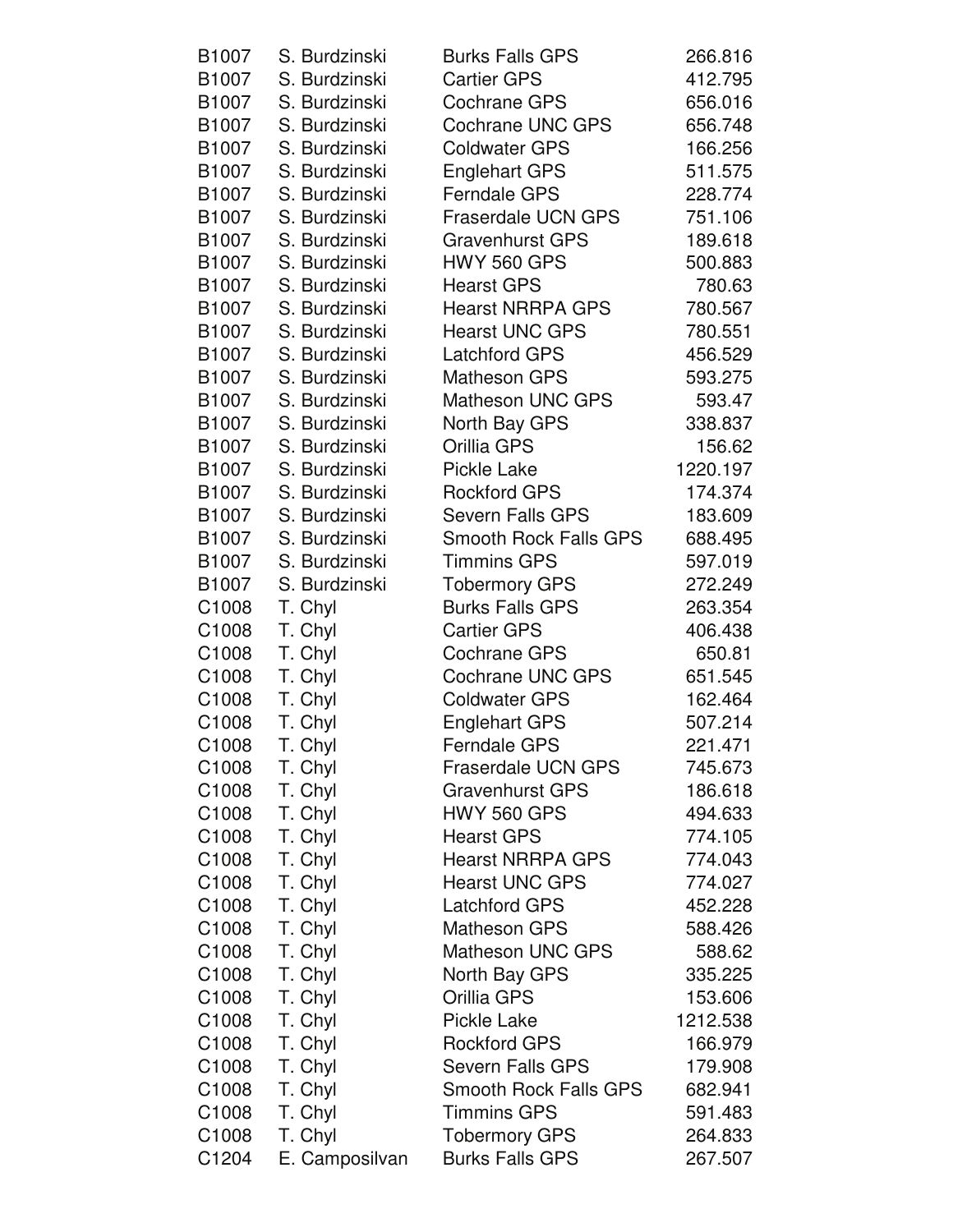| | | | |
|---|---|---|---|
| B1007 | S. Burdzinski | Burks Falls GPS | 266.816 |
| B1007 | S. Burdzinski | Cartier GPS | 412.795 |
| B1007 | S. Burdzinski | Cochrane GPS | 656.016 |
| B1007 | S. Burdzinski | Cochrane UNC GPS | 656.748 |
| B1007 | S. Burdzinski | Coldwater GPS | 166.256 |
| B1007 | S. Burdzinski | Englehart GPS | 511.575 |
| B1007 | S. Burdzinski | Ferndale GPS | 228.774 |
| B1007 | S. Burdzinski | Fraserdale UCN GPS | 751.106 |
| B1007 | S. Burdzinski | Gravenhurst GPS | 189.618 |
| B1007 | S. Burdzinski | HWY 560 GPS | 500.883 |
| B1007 | S. Burdzinski | Hearst GPS | 780.63 |
| B1007 | S. Burdzinski | Hearst NRRPA GPS | 780.567 |
| B1007 | S. Burdzinski | Hearst UNC GPS | 780.551 |
| B1007 | S. Burdzinski | Latchford GPS | 456.529 |
| B1007 | S. Burdzinski | Matheson GPS | 593.275 |
| B1007 | S. Burdzinski | Matheson UNC GPS | 593.47 |
| B1007 | S. Burdzinski | North Bay GPS | 338.837 |
| B1007 | S. Burdzinski | Orillia GPS | 156.62 |
| B1007 | S. Burdzinski | Pickle Lake | 1220.197 |
| B1007 | S. Burdzinski | Rockford GPS | 174.374 |
| B1007 | S. Burdzinski | Severn Falls GPS | 183.609 |
| B1007 | S. Burdzinski | Smooth Rock Falls GPS | 688.495 |
| B1007 | S. Burdzinski | Timmins GPS | 597.019 |
| B1007 | S. Burdzinski | Tobermory GPS | 272.249 |
| C1008 | T. Chyl | Burks Falls GPS | 263.354 |
| C1008 | T. Chyl | Cartier GPS | 406.438 |
| C1008 | T. Chyl | Cochrane GPS | 650.81 |
| C1008 | T. Chyl | Cochrane UNC GPS | 651.545 |
| C1008 | T. Chyl | Coldwater GPS | 162.464 |
| C1008 | T. Chyl | Englehart GPS | 507.214 |
| C1008 | T. Chyl | Ferndale GPS | 221.471 |
| C1008 | T. Chyl | Fraserdale UCN GPS | 745.673 |
| C1008 | T. Chyl | Gravenhurst GPS | 186.618 |
| C1008 | T. Chyl | HWY 560 GPS | 494.633 |
| C1008 | T. Chyl | Hearst GPS | 774.105 |
| C1008 | T. Chyl | Hearst NRRPA GPS | 774.043 |
| C1008 | T. Chyl | Hearst UNC GPS | 774.027 |
| C1008 | T. Chyl | Latchford GPS | 452.228 |
| C1008 | T. Chyl | Matheson GPS | 588.426 |
| C1008 | T. Chyl | Matheson UNC GPS | 588.62 |
| C1008 | T. Chyl | North Bay GPS | 335.225 |
| C1008 | T. Chyl | Orillia GPS | 153.606 |
| C1008 | T. Chyl | Pickle Lake | 1212.538 |
| C1008 | T. Chyl | Rockford GPS | 166.979 |
| C1008 | T. Chyl | Severn Falls GPS | 179.908 |
| C1008 | T. Chyl | Smooth Rock Falls GPS | 682.941 |
| C1008 | T. Chyl | Timmins GPS | 591.483 |
| C1008 | T. Chyl | Tobermory GPS | 264.833 |
| C1204 | E. Camposilvan | Burks Falls GPS | 267.507 |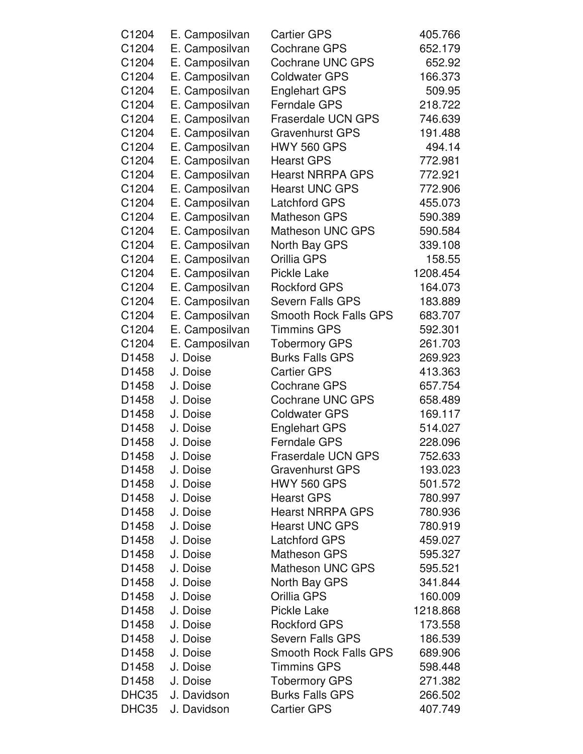| | | | |
|---|---|---|---|
| C1204 | E. Camposilvan | Cartier GPS | 405.766 |
| C1204 | E. Camposilvan | Cochrane GPS | 652.179 |
| C1204 | E. Camposilvan | Cochrane UNC GPS | 652.92 |
| C1204 | E. Camposilvan | Coldwater GPS | 166.373 |
| C1204 | E. Camposilvan | Englehart GPS | 509.95 |
| C1204 | E. Camposilvan | Ferndale GPS | 218.722 |
| C1204 | E. Camposilvan | Fraserdale UCN GPS | 746.639 |
| C1204 | E. Camposilvan | Gravenhurst GPS | 191.488 |
| C1204 | E. Camposilvan | HWY 560 GPS | 494.14 |
| C1204 | E. Camposilvan | Hearst GPS | 772.981 |
| C1204 | E. Camposilvan | Hearst NRRPA GPS | 772.921 |
| C1204 | E. Camposilvan | Hearst UNC GPS | 772.906 |
| C1204 | E. Camposilvan | Latchford GPS | 455.073 |
| C1204 | E. Camposilvan | Matheson GPS | 590.389 |
| C1204 | E. Camposilvan | Matheson UNC GPS | 590.584 |
| C1204 | E. Camposilvan | North Bay GPS | 339.108 |
| C1204 | E. Camposilvan | Orillia GPS | 158.55 |
| C1204 | E. Camposilvan | Pickle Lake | 1208.454 |
| C1204 | E. Camposilvan | Rockford GPS | 164.073 |
| C1204 | E. Camposilvan | Severn Falls GPS | 183.889 |
| C1204 | E. Camposilvan | Smooth Rock Falls GPS | 683.707 |
| C1204 | E. Camposilvan | Timmins GPS | 592.301 |
| C1204 | E. Camposilvan | Tobermory GPS | 261.703 |
| D1458 | J. Doise | Burks Falls GPS | 269.923 |
| D1458 | J. Doise | Cartier GPS | 413.363 |
| D1458 | J. Doise | Cochrane GPS | 657.754 |
| D1458 | J. Doise | Cochrane UNC GPS | 658.489 |
| D1458 | J. Doise | Coldwater GPS | 169.117 |
| D1458 | J. Doise | Englehart GPS | 514.027 |
| D1458 | J. Doise | Ferndale GPS | 228.096 |
| D1458 | J. Doise | Fraserdale UCN GPS | 752.633 |
| D1458 | J. Doise | Gravenhurst GPS | 193.023 |
| D1458 | J. Doise | HWY 560 GPS | 501.572 |
| D1458 | J. Doise | Hearst GPS | 780.997 |
| D1458 | J. Doise | Hearst NRRPA GPS | 780.936 |
| D1458 | J. Doise | Hearst UNC GPS | 780.919 |
| D1458 | J. Doise | Latchford GPS | 459.027 |
| D1458 | J. Doise | Matheson GPS | 595.327 |
| D1458 | J. Doise | Matheson UNC GPS | 595.521 |
| D1458 | J. Doise | North Bay GPS | 341.844 |
| D1458 | J. Doise | Orillia GPS | 160.009 |
| D1458 | J. Doise | Pickle Lake | 1218.868 |
| D1458 | J. Doise | Rockford GPS | 173.558 |
| D1458 | J. Doise | Severn Falls GPS | 186.539 |
| D1458 | J. Doise | Smooth Rock Falls GPS | 689.906 |
| D1458 | J. Doise | Timmins GPS | 598.448 |
| D1458 | J. Doise | Tobermory GPS | 271.382 |
| DHC35 | J. Davidson | Burks Falls GPS | 266.502 |
| DHC35 | J. Davidson | Cartier GPS | 407.749 |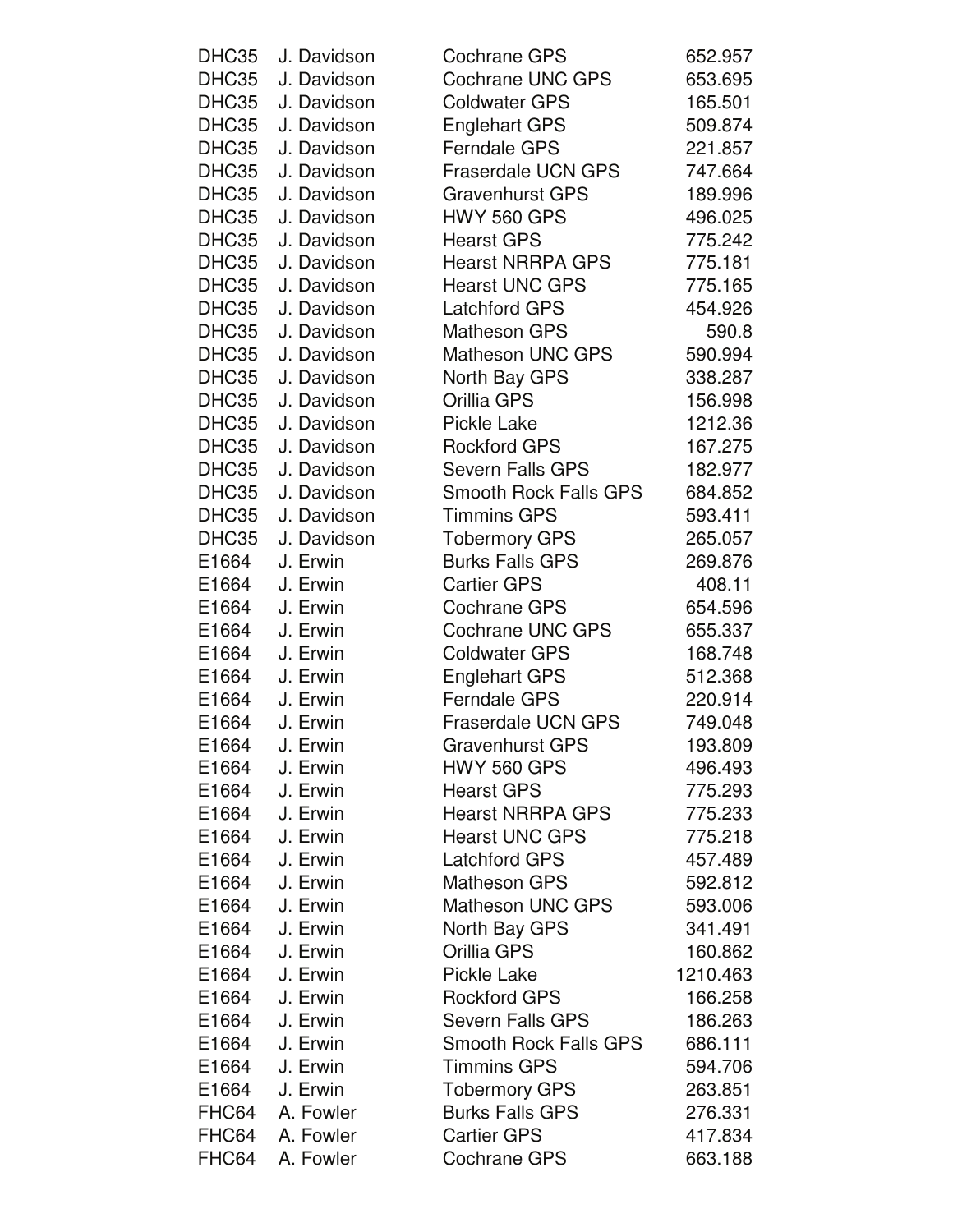| | | | |
|---|---|---|---|
| DHC35 | J. Davidson | Cochrane GPS | 652.957 |
| DHC35 | J. Davidson | Cochrane UNC GPS | 653.695 |
| DHC35 | J. Davidson | Coldwater GPS | 165.501 |
| DHC35 | J. Davidson | Englehart GPS | 509.874 |
| DHC35 | J. Davidson | Ferndale GPS | 221.857 |
| DHC35 | J. Davidson | Fraserdale UCN GPS | 747.664 |
| DHC35 | J. Davidson | Gravenhurst GPS | 189.996 |
| DHC35 | J. Davidson | HWY 560 GPS | 496.025 |
| DHC35 | J. Davidson | Hearst GPS | 775.242 |
| DHC35 | J. Davidson | Hearst NRRPA GPS | 775.181 |
| DHC35 | J. Davidson | Hearst UNC GPS | 775.165 |
| DHC35 | J. Davidson | Latchford GPS | 454.926 |
| DHC35 | J. Davidson | Matheson GPS | 590.8 |
| DHC35 | J. Davidson | Matheson UNC GPS | 590.994 |
| DHC35 | J. Davidson | North Bay GPS | 338.287 |
| DHC35 | J. Davidson | Orillia GPS | 156.998 |
| DHC35 | J. Davidson | Pickle Lake | 1212.36 |
| DHC35 | J. Davidson | Rockford GPS | 167.275 |
| DHC35 | J. Davidson | Severn Falls GPS | 182.977 |
| DHC35 | J. Davidson | Smooth Rock Falls GPS | 684.852 |
| DHC35 | J. Davidson | Timmins GPS | 593.411 |
| DHC35 | J. Davidson | Tobermory GPS | 265.057 |
| E1664 | J. Erwin | Burks Falls GPS | 269.876 |
| E1664 | J. Erwin | Cartier GPS | 408.11 |
| E1664 | J. Erwin | Cochrane GPS | 654.596 |
| E1664 | J. Erwin | Cochrane UNC GPS | 655.337 |
| E1664 | J. Erwin | Coldwater GPS | 168.748 |
| E1664 | J. Erwin | Englehart GPS | 512.368 |
| E1664 | J. Erwin | Ferndale GPS | 220.914 |
| E1664 | J. Erwin | Fraserdale UCN GPS | 749.048 |
| E1664 | J. Erwin | Gravenhurst GPS | 193.809 |
| E1664 | J. Erwin | HWY 560 GPS | 496.493 |
| E1664 | J. Erwin | Hearst GPS | 775.293 |
| E1664 | J. Erwin | Hearst NRRPA GPS | 775.233 |
| E1664 | J. Erwin | Hearst UNC GPS | 775.218 |
| E1664 | J. Erwin | Latchford GPS | 457.489 |
| E1664 | J. Erwin | Matheson GPS | 592.812 |
| E1664 | J. Erwin | Matheson UNC GPS | 593.006 |
| E1664 | J. Erwin | North Bay GPS | 341.491 |
| E1664 | J. Erwin | Orillia GPS | 160.862 |
| E1664 | J. Erwin | Pickle Lake | 1210.463 |
| E1664 | J. Erwin | Rockford GPS | 166.258 |
| E1664 | J. Erwin | Severn Falls GPS | 186.263 |
| E1664 | J. Erwin | Smooth Rock Falls GPS | 686.111 |
| E1664 | J. Erwin | Timmins GPS | 594.706 |
| E1664 | J. Erwin | Tobermory GPS | 263.851 |
| FHC64 | A. Fowler | Burks Falls GPS | 276.331 |
| FHC64 | A. Fowler | Cartier GPS | 417.834 |
| FHC64 | A. Fowler | Cochrane GPS | 663.188 |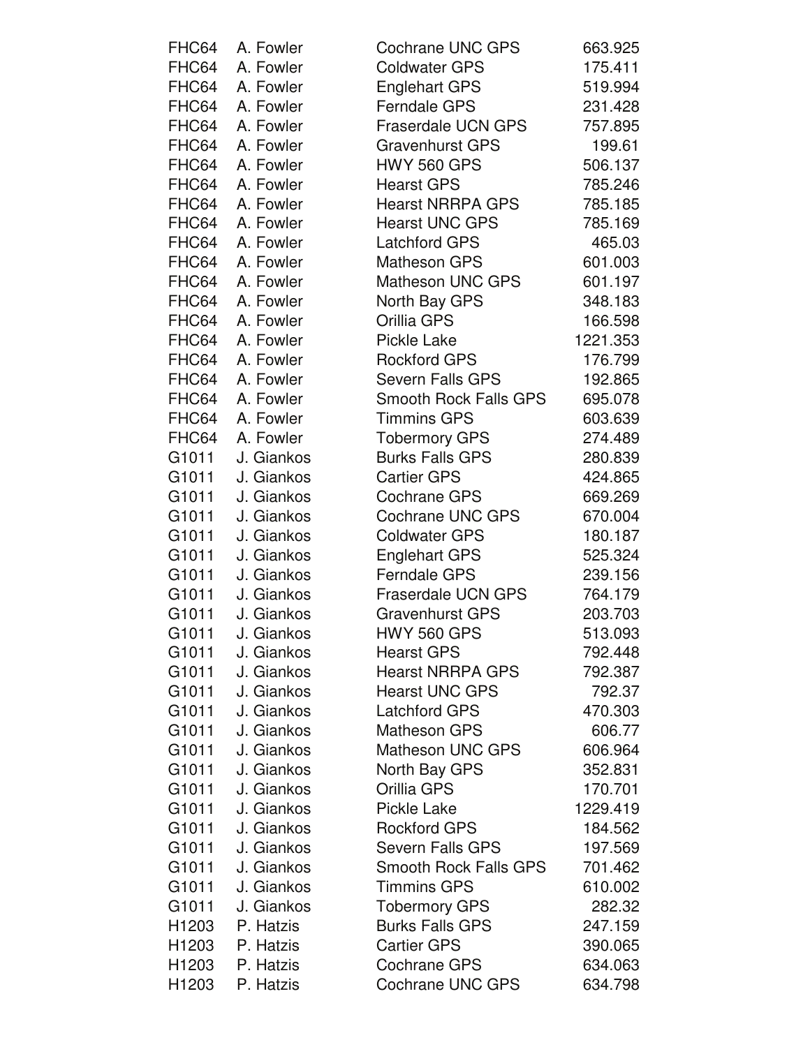| | | | |
|---|---|---|---|
| FHC64 | A. Fowler | Cochrane UNC GPS | 663.925 |
| FHC64 | A. Fowler | Coldwater GPS | 175.411 |
| FHC64 | A. Fowler | Englehart GPS | 519.994 |
| FHC64 | A. Fowler | Ferndale GPS | 231.428 |
| FHC64 | A. Fowler | Fraserdale UCN GPS | 757.895 |
| FHC64 | A. Fowler | Gravenhurst GPS | 199.61 |
| FHC64 | A. Fowler | HWY 560 GPS | 506.137 |
| FHC64 | A. Fowler | Hearst GPS | 785.246 |
| FHC64 | A. Fowler | Hearst NRRPA GPS | 785.185 |
| FHC64 | A. Fowler | Hearst UNC GPS | 785.169 |
| FHC64 | A. Fowler | Latchford GPS | 465.03 |
| FHC64 | A. Fowler | Matheson GPS | 601.003 |
| FHC64 | A. Fowler | Matheson UNC GPS | 601.197 |
| FHC64 | A. Fowler | North Bay GPS | 348.183 |
| FHC64 | A. Fowler | Orillia GPS | 166.598 |
| FHC64 | A. Fowler | Pickle Lake | 1221.353 |
| FHC64 | A. Fowler | Rockford GPS | 176.799 |
| FHC64 | A. Fowler | Severn Falls GPS | 192.865 |
| FHC64 | A. Fowler | Smooth Rock Falls GPS | 695.078 |
| FHC64 | A. Fowler | Timmins GPS | 603.639 |
| FHC64 | A. Fowler | Tobermory GPS | 274.489 |
| G1011 | J. Giankos | Burks Falls GPS | 280.839 |
| G1011 | J. Giankos | Cartier GPS | 424.865 |
| G1011 | J. Giankos | Cochrane GPS | 669.269 |
| G1011 | J. Giankos | Cochrane UNC GPS | 670.004 |
| G1011 | J. Giankos | Coldwater GPS | 180.187 |
| G1011 | J. Giankos | Englehart GPS | 525.324 |
| G1011 | J. Giankos | Ferndale GPS | 239.156 |
| G1011 | J. Giankos | Fraserdale UCN GPS | 764.179 |
| G1011 | J. Giankos | Gravenhurst GPS | 203.703 |
| G1011 | J. Giankos | HWY 560 GPS | 513.093 |
| G1011 | J. Giankos | Hearst GPS | 792.448 |
| G1011 | J. Giankos | Hearst NRRPA GPS | 792.387 |
| G1011 | J. Giankos | Hearst UNC GPS | 792.37 |
| G1011 | J. Giankos | Latchford GPS | 470.303 |
| G1011 | J. Giankos | Matheson GPS | 606.77 |
| G1011 | J. Giankos | Matheson UNC GPS | 606.964 |
| G1011 | J. Giankos | North Bay GPS | 352.831 |
| G1011 | J. Giankos | Orillia GPS | 170.701 |
| G1011 | J. Giankos | Pickle Lake | 1229.419 |
| G1011 | J. Giankos | Rockford GPS | 184.562 |
| G1011 | J. Giankos | Severn Falls GPS | 197.569 |
| G1011 | J. Giankos | Smooth Rock Falls GPS | 701.462 |
| G1011 | J. Giankos | Timmins GPS | 610.002 |
| G1011 | J. Giankos | Tobermory GPS | 282.32 |
| H1203 | P. Hatzis | Burks Falls GPS | 247.159 |
| H1203 | P. Hatzis | Cartier GPS | 390.065 |
| H1203 | P. Hatzis | Cochrane GPS | 634.063 |
| H1203 | P. Hatzis | Cochrane UNC GPS | 634.798 |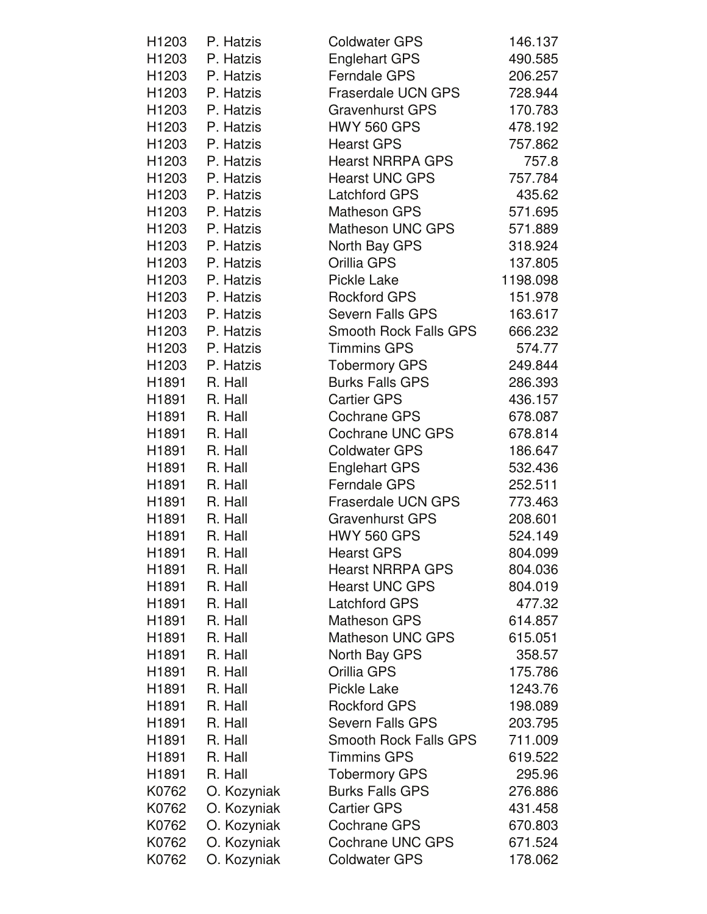| | | | |
|---|---|---|---|
| H1203 | P. Hatzis | Coldwater GPS | 146.137 |
| H1203 | P. Hatzis | Englehart GPS | 490.585 |
| H1203 | P. Hatzis | Ferndale GPS | 206.257 |
| H1203 | P. Hatzis | Fraserdale UCN GPS | 728.944 |
| H1203 | P. Hatzis | Gravenhurst GPS | 170.783 |
| H1203 | P. Hatzis | HWY 560 GPS | 478.192 |
| H1203 | P. Hatzis | Hearst GPS | 757.862 |
| H1203 | P. Hatzis | Hearst NRRPA GPS | 757.8 |
| H1203 | P. Hatzis | Hearst UNC GPS | 757.784 |
| H1203 | P. Hatzis | Latchford GPS | 435.62 |
| H1203 | P. Hatzis | Matheson GPS | 571.695 |
| H1203 | P. Hatzis | Matheson UNC GPS | 571.889 |
| H1203 | P. Hatzis | North Bay GPS | 318.924 |
| H1203 | P. Hatzis | Orillia GPS | 137.805 |
| H1203 | P. Hatzis | Pickle Lake | 1198.098 |
| H1203 | P. Hatzis | Rockford GPS | 151.978 |
| H1203 | P. Hatzis | Severn Falls GPS | 163.617 |
| H1203 | P. Hatzis | Smooth Rock Falls GPS | 666.232 |
| H1203 | P. Hatzis | Timmins GPS | 574.77 |
| H1203 | P. Hatzis | Tobermory GPS | 249.844 |
| H1891 | R. Hall | Burks Falls GPS | 286.393 |
| H1891 | R. Hall | Cartier GPS | 436.157 |
| H1891 | R. Hall | Cochrane GPS | 678.087 |
| H1891 | R. Hall | Cochrane UNC GPS | 678.814 |
| H1891 | R. Hall | Coldwater GPS | 186.647 |
| H1891 | R. Hall | Englehart GPS | 532.436 |
| H1891 | R. Hall | Ferndale GPS | 252.511 |
| H1891 | R. Hall | Fraserdale UCN GPS | 773.463 |
| H1891 | R. Hall | Gravenhurst GPS | 208.601 |
| H1891 | R. Hall | HWY 560 GPS | 524.149 |
| H1891 | R. Hall | Hearst GPS | 804.099 |
| H1891 | R. Hall | Hearst NRRPA GPS | 804.036 |
| H1891 | R. Hall | Hearst UNC GPS | 804.019 |
| H1891 | R. Hall | Latchford GPS | 477.32 |
| H1891 | R. Hall | Matheson GPS | 614.857 |
| H1891 | R. Hall | Matheson UNC GPS | 615.051 |
| H1891 | R. Hall | North Bay GPS | 358.57 |
| H1891 | R. Hall | Orillia GPS | 175.786 |
| H1891 | R. Hall | Pickle Lake | 1243.76 |
| H1891 | R. Hall | Rockford GPS | 198.089 |
| H1891 | R. Hall | Severn Falls GPS | 203.795 |
| H1891 | R. Hall | Smooth Rock Falls GPS | 711.009 |
| H1891 | R. Hall | Timmins GPS | 619.522 |
| H1891 | R. Hall | Tobermory GPS | 295.96 |
| K0762 | O. Kozyniak | Burks Falls GPS | 276.886 |
| K0762 | O. Kozyniak | Cartier GPS | 431.458 |
| K0762 | O. Kozyniak | Cochrane GPS | 670.803 |
| K0762 | O. Kozyniak | Cochrane UNC GPS | 671.524 |
| K0762 | O. Kozyniak | Coldwater GPS | 178.062 |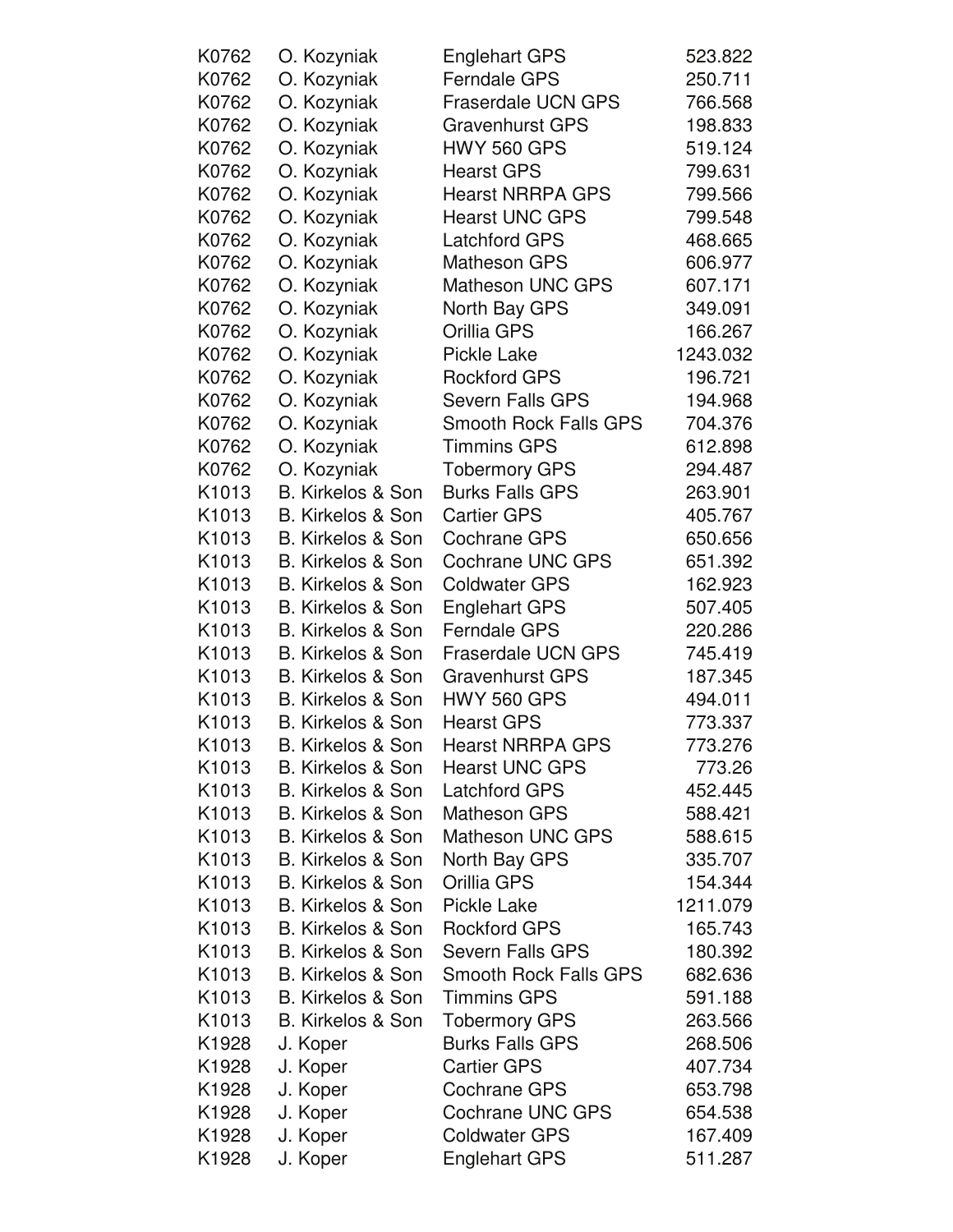| | | | |
|---|---|---|---|
| K0762 | O. Kozyniak | Englehart GPS | 523.822 |
| K0762 | O. Kozyniak | Ferndale GPS | 250.711 |
| K0762 | O. Kozyniak | Fraserdale UCN GPS | 766.568 |
| K0762 | O. Kozyniak | Gravenhurst GPS | 198.833 |
| K0762 | O. Kozyniak | HWY 560 GPS | 519.124 |
| K0762 | O. Kozyniak | Hearst GPS | 799.631 |
| K0762 | O. Kozyniak | Hearst NRRPA GPS | 799.566 |
| K0762 | O. Kozyniak | Hearst UNC GPS | 799.548 |
| K0762 | O. Kozyniak | Latchford GPS | 468.665 |
| K0762 | O. Kozyniak | Matheson GPS | 606.977 |
| K0762 | O. Kozyniak | Matheson UNC GPS | 607.171 |
| K0762 | O. Kozyniak | North Bay GPS | 349.091 |
| K0762 | O. Kozyniak | Orillia GPS | 166.267 |
| K0762 | O. Kozyniak | Pickle Lake | 1243.032 |
| K0762 | O. Kozyniak | Rockford GPS | 196.721 |
| K0762 | O. Kozyniak | Severn Falls GPS | 194.968 |
| K0762 | O. Kozyniak | Smooth Rock Falls GPS | 704.376 |
| K0762 | O. Kozyniak | Timmins GPS | 612.898 |
| K0762 | O. Kozyniak | Tobermory GPS | 294.487 |
| K1013 | B. Kirkelos & Son | Burks Falls GPS | 263.901 |
| K1013 | B. Kirkelos & Son | Cartier GPS | 405.767 |
| K1013 | B. Kirkelos & Son | Cochrane GPS | 650.656 |
| K1013 | B. Kirkelos & Son | Cochrane UNC GPS | 651.392 |
| K1013 | B. Kirkelos & Son | Coldwater GPS | 162.923 |
| K1013 | B. Kirkelos & Son | Englehart GPS | 507.405 |
| K1013 | B. Kirkelos & Son | Ferndale GPS | 220.286 |
| K1013 | B. Kirkelos & Son | Fraserdale UCN GPS | 745.419 |
| K1013 | B. Kirkelos & Son | Gravenhurst GPS | 187.345 |
| K1013 | B. Kirkelos & Son | HWY 560 GPS | 494.011 |
| K1013 | B. Kirkelos & Son | Hearst GPS | 773.337 |
| K1013 | B. Kirkelos & Son | Hearst NRRPA GPS | 773.276 |
| K1013 | B. Kirkelos & Son | Hearst UNC GPS | 773.26 |
| K1013 | B. Kirkelos & Son | Latchford GPS | 452.445 |
| K1013 | B. Kirkelos & Son | Matheson GPS | 588.421 |
| K1013 | B. Kirkelos & Son | Matheson UNC GPS | 588.615 |
| K1013 | B. Kirkelos & Son | North Bay GPS | 335.707 |
| K1013 | B. Kirkelos & Son | Orillia GPS | 154.344 |
| K1013 | B. Kirkelos & Son | Pickle Lake | 1211.079 |
| K1013 | B. Kirkelos & Son | Rockford GPS | 165.743 |
| K1013 | B. Kirkelos & Son | Severn Falls GPS | 180.392 |
| K1013 | B. Kirkelos & Son | Smooth Rock Falls GPS | 682.636 |
| K1013 | B. Kirkelos & Son | Timmins GPS | 591.188 |
| K1013 | B. Kirkelos & Son | Tobermory GPS | 263.566 |
| K1928 | J. Koper | Burks Falls GPS | 268.506 |
| K1928 | J. Koper | Cartier GPS | 407.734 |
| K1928 | J. Koper | Cochrane GPS | 653.798 |
| K1928 | J. Koper | Cochrane UNC GPS | 654.538 |
| K1928 | J. Koper | Coldwater GPS | 167.409 |
| K1928 | J. Koper | Englehart GPS | 511.287 |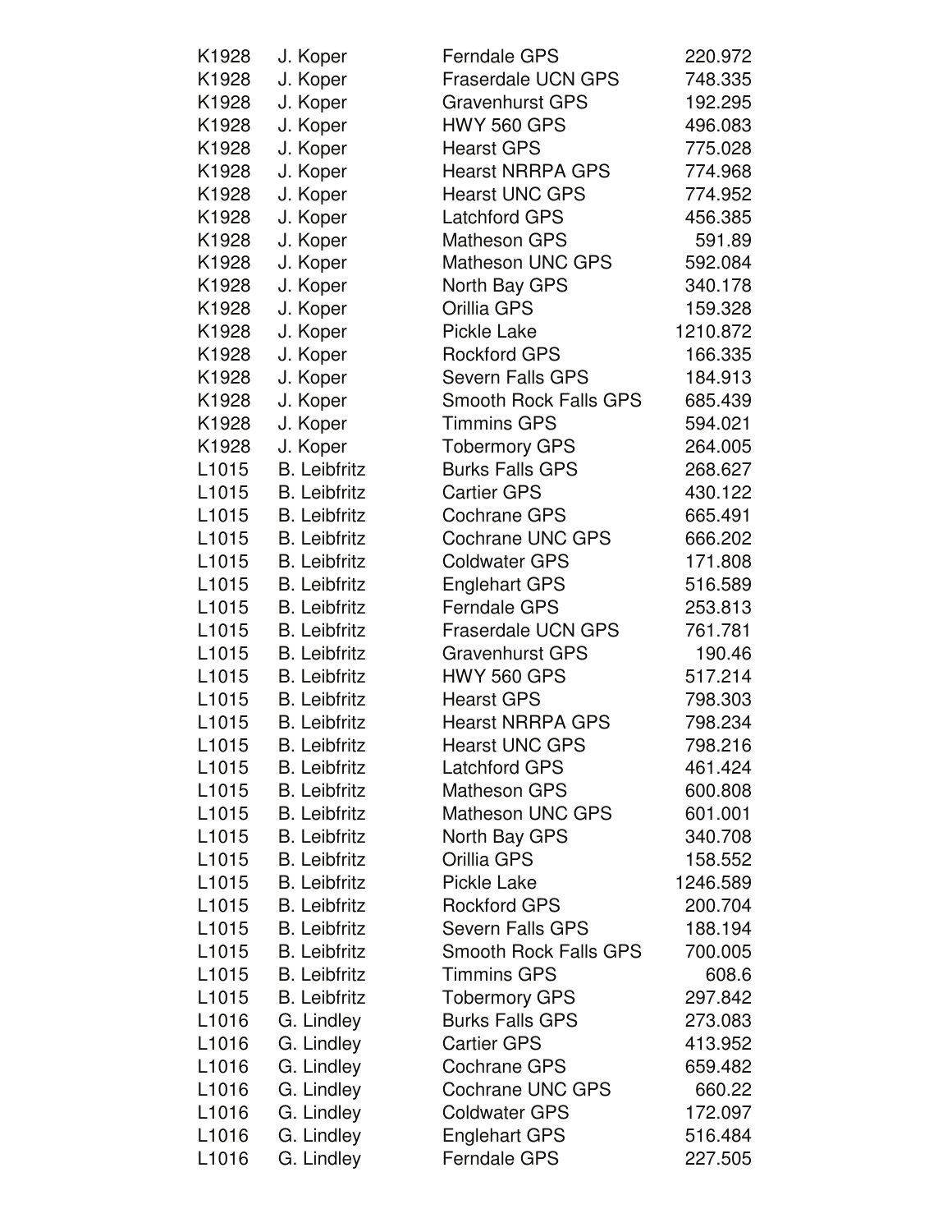| | | | |
|---|---|---|---|
| K1928 | J. Koper | Ferndale GPS | 220.972 |
| K1928 | J. Koper | Fraserdale UCN GPS | 748.335 |
| K1928 | J. Koper | Gravenhurst GPS | 192.295 |
| K1928 | J. Koper | HWY 560 GPS | 496.083 |
| K1928 | J. Koper | Hearst GPS | 775.028 |
| K1928 | J. Koper | Hearst NRRPA GPS | 774.968 |
| K1928 | J. Koper | Hearst UNC GPS | 774.952 |
| K1928 | J. Koper | Latchford GPS | 456.385 |
| K1928 | J. Koper | Matheson GPS | 591.89 |
| K1928 | J. Koper | Matheson UNC GPS | 592.084 |
| K1928 | J. Koper | North Bay GPS | 340.178 |
| K1928 | J. Koper | Orillia GPS | 159.328 |
| K1928 | J. Koper | Pickle Lake | 1210.872 |
| K1928 | J. Koper | Rockford GPS | 166.335 |
| K1928 | J. Koper | Severn Falls GPS | 184.913 |
| K1928 | J. Koper | Smooth Rock Falls GPS | 685.439 |
| K1928 | J. Koper | Timmins GPS | 594.021 |
| K1928 | J. Koper | Tobermory GPS | 264.005 |
| L1015 | B. Leibfritz | Burks Falls GPS | 268.627 |
| L1015 | B. Leibfritz | Cartier GPS | 430.122 |
| L1015 | B. Leibfritz | Cochrane GPS | 665.491 |
| L1015 | B. Leibfritz | Cochrane UNC GPS | 666.202 |
| L1015 | B. Leibfritz | Coldwater GPS | 171.808 |
| L1015 | B. Leibfritz | Englehart GPS | 516.589 |
| L1015 | B. Leibfritz | Ferndale GPS | 253.813 |
| L1015 | B. Leibfritz | Fraserdale UCN GPS | 761.781 |
| L1015 | B. Leibfritz | Gravenhurst GPS | 190.46 |
| L1015 | B. Leibfritz | HWY 560 GPS | 517.214 |
| L1015 | B. Leibfritz | Hearst GPS | 798.303 |
| L1015 | B. Leibfritz | Hearst NRRPA GPS | 798.234 |
| L1015 | B. Leibfritz | Hearst UNC GPS | 798.216 |
| L1015 | B. Leibfritz | Latchford GPS | 461.424 |
| L1015 | B. Leibfritz | Matheson GPS | 600.808 |
| L1015 | B. Leibfritz | Matheson UNC GPS | 601.001 |
| L1015 | B. Leibfritz | North Bay GPS | 340.708 |
| L1015 | B. Leibfritz | Orillia GPS | 158.552 |
| L1015 | B. Leibfritz | Pickle Lake | 1246.589 |
| L1015 | B. Leibfritz | Rockford GPS | 200.704 |
| L1015 | B. Leibfritz | Severn Falls GPS | 188.194 |
| L1015 | B. Leibfritz | Smooth Rock Falls GPS | 700.005 |
| L1015 | B. Leibfritz | Timmins GPS | 608.6 |
| L1015 | B. Leibfritz | Tobermory GPS | 297.842 |
| L1016 | G. Lindley | Burks Falls GPS | 273.083 |
| L1016 | G. Lindley | Cartier GPS | 413.952 |
| L1016 | G. Lindley | Cochrane GPS | 659.482 |
| L1016 | G. Lindley | Cochrane UNC GPS | 660.22 |
| L1016 | G. Lindley | Coldwater GPS | 172.097 |
| L1016 | G. Lindley | Englehart GPS | 516.484 |
| L1016 | G. Lindley | Ferndale GPS | 227.505 |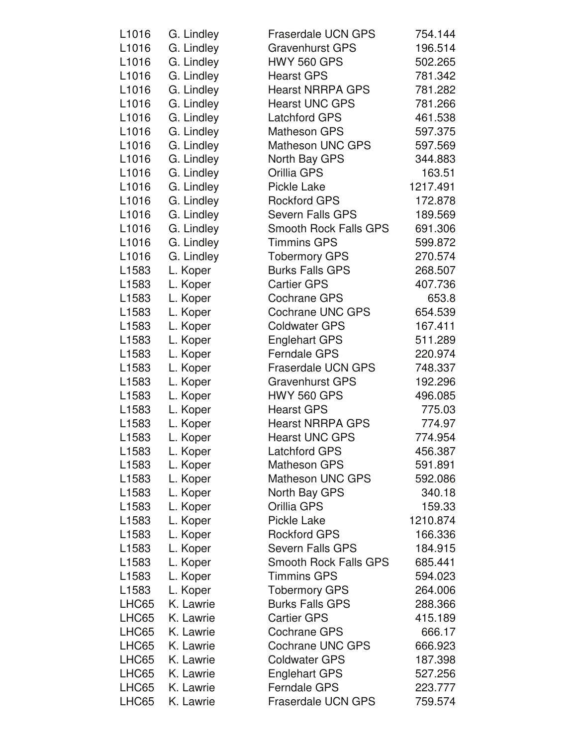| | | | |
|---|---|---|---|
| L1016 | G. Lindley | Fraserdale UCN GPS | 754.144 |
| L1016 | G. Lindley | Gravenhurst GPS | 196.514 |
| L1016 | G. Lindley | HWY 560 GPS | 502.265 |
| L1016 | G. Lindley | Hearst GPS | 781.342 |
| L1016 | G. Lindley | Hearst NRRPA GPS | 781.282 |
| L1016 | G. Lindley | Hearst UNC GPS | 781.266 |
| L1016 | G. Lindley | Latchford GPS | 461.538 |
| L1016 | G. Lindley | Matheson GPS | 597.375 |
| L1016 | G. Lindley | Matheson UNC GPS | 597.569 |
| L1016 | G. Lindley | North Bay GPS | 344.883 |
| L1016 | G. Lindley | Orillia GPS | 163.51 |
| L1016 | G. Lindley | Pickle Lake | 1217.491 |
| L1016 | G. Lindley | Rockford GPS | 172.878 |
| L1016 | G. Lindley | Severn Falls GPS | 189.569 |
| L1016 | G. Lindley | Smooth Rock Falls GPS | 691.306 |
| L1016 | G. Lindley | Timmins GPS | 599.872 |
| L1016 | G. Lindley | Tobermory GPS | 270.574 |
| L1583 | L. Koper | Burks Falls GPS | 268.507 |
| L1583 | L. Koper | Cartier GPS | 407.736 |
| L1583 | L. Koper | Cochrane GPS | 653.8 |
| L1583 | L. Koper | Cochrane UNC GPS | 654.539 |
| L1583 | L. Koper | Coldwater GPS | 167.411 |
| L1583 | L. Koper | Englehart GPS | 511.289 |
| L1583 | L. Koper | Ferndale GPS | 220.974 |
| L1583 | L. Koper | Fraserdale UCN GPS | 748.337 |
| L1583 | L. Koper | Gravenhurst GPS | 192.296 |
| L1583 | L. Koper | HWY 560 GPS | 496.085 |
| L1583 | L. Koper | Hearst GPS | 775.03 |
| L1583 | L. Koper | Hearst NRRPA GPS | 774.97 |
| L1583 | L. Koper | Hearst UNC GPS | 774.954 |
| L1583 | L. Koper | Latchford GPS | 456.387 |
| L1583 | L. Koper | Matheson GPS | 591.891 |
| L1583 | L. Koper | Matheson UNC GPS | 592.086 |
| L1583 | L. Koper | North Bay GPS | 340.18 |
| L1583 | L. Koper | Orillia GPS | 159.33 |
| L1583 | L. Koper | Pickle Lake | 1210.874 |
| L1583 | L. Koper | Rockford GPS | 166.336 |
| L1583 | L. Koper | Severn Falls GPS | 184.915 |
| L1583 | L. Koper | Smooth Rock Falls GPS | 685.441 |
| L1583 | L. Koper | Timmins GPS | 594.023 |
| L1583 | L. Koper | Tobermory GPS | 264.006 |
| LHC65 | K. Lawrie | Burks Falls GPS | 288.366 |
| LHC65 | K. Lawrie | Cartier GPS | 415.189 |
| LHC65 | K. Lawrie | Cochrane GPS | 666.17 |
| LHC65 | K. Lawrie | Cochrane UNC GPS | 666.923 |
| LHC65 | K. Lawrie | Coldwater GPS | 187.398 |
| LHC65 | K. Lawrie | Englehart GPS | 527.256 |
| LHC65 | K. Lawrie | Ferndale GPS | 223.777 |
| LHC65 | K. Lawrie | Fraserdale UCN GPS | 759.574 |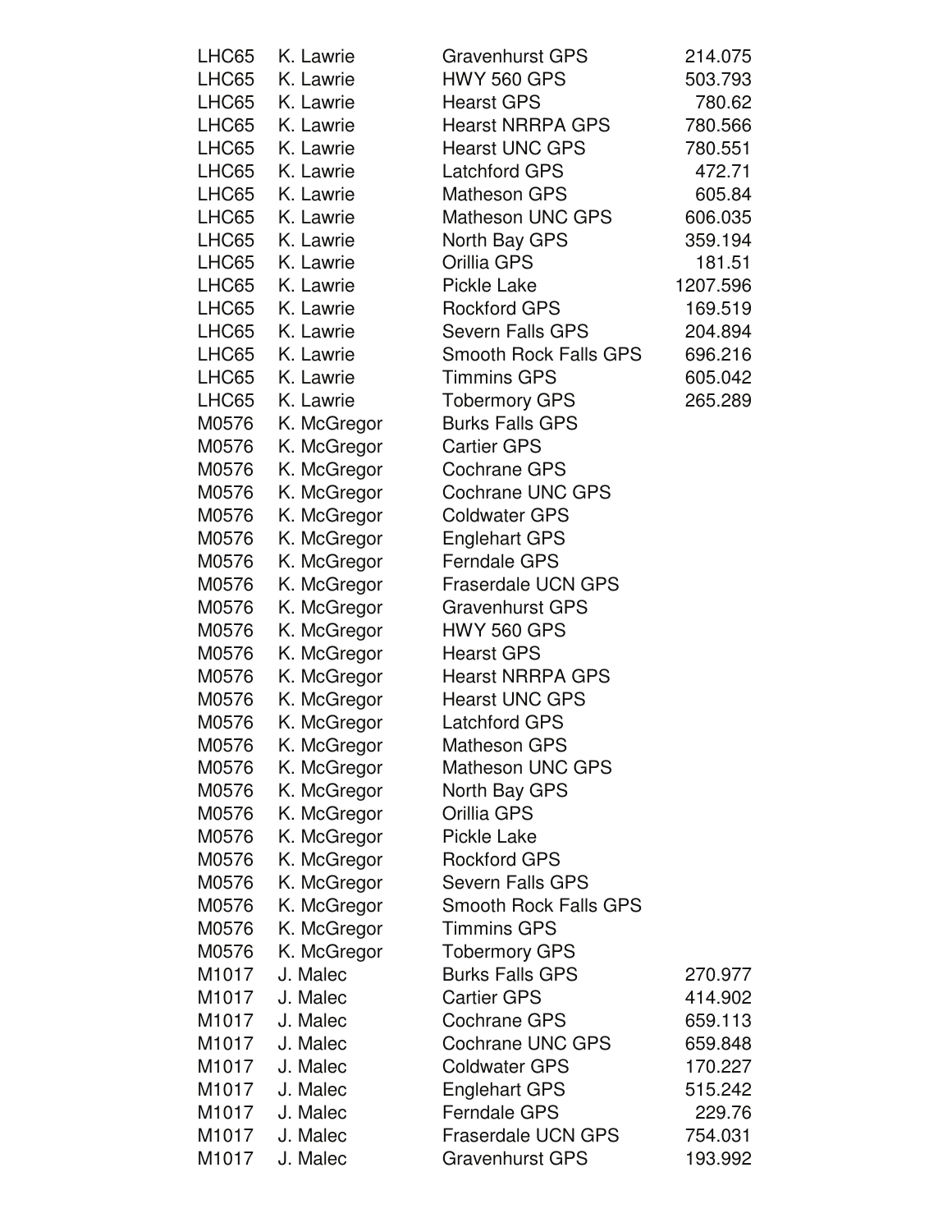| | | | |
|---|---|---|---|
| LHC65 | K. Lawrie | Gravenhurst GPS | 214.075 |
| LHC65 | K. Lawrie | HWY 560 GPS | 503.793 |
| LHC65 | K. Lawrie | Hearst GPS | 780.62 |
| LHC65 | K. Lawrie | Hearst NRRPA GPS | 780.566 |
| LHC65 | K. Lawrie | Hearst UNC GPS | 780.551 |
| LHC65 | K. Lawrie | Latchford GPS | 472.71 |
| LHC65 | K. Lawrie | Matheson GPS | 605.84 |
| LHC65 | K. Lawrie | Matheson UNC GPS | 606.035 |
| LHC65 | K. Lawrie | North Bay GPS | 359.194 |
| LHC65 | K. Lawrie | Orillia GPS | 181.51 |
| LHC65 | K. Lawrie | Pickle Lake | 1207.596 |
| LHC65 | K. Lawrie | Rockford GPS | 169.519 |
| LHC65 | K. Lawrie | Severn Falls GPS | 204.894 |
| LHC65 | K. Lawrie | Smooth Rock Falls GPS | 696.216 |
| LHC65 | K. Lawrie | Timmins GPS | 605.042 |
| LHC65 | K. Lawrie | Tobermory GPS | 265.289 |
| M0576 | K. McGregor | Burks Falls GPS | |
| M0576 | K. McGregor | Cartier GPS | |
| M0576 | K. McGregor | Cochrane GPS | |
| M0576 | K. McGregor | Cochrane UNC GPS | |
| M0576 | K. McGregor | Coldwater GPS | |
| M0576 | K. McGregor | Englehart GPS | |
| M0576 | K. McGregor | Ferndale GPS | |
| M0576 | K. McGregor | Fraserdale UCN GPS | |
| M0576 | K. McGregor | Gravenhurst GPS | |
| M0576 | K. McGregor | HWY 560 GPS | |
| M0576 | K. McGregor | Hearst GPS | |
| M0576 | K. McGregor | Hearst NRRPA GPS | |
| M0576 | K. McGregor | Hearst UNC GPS | |
| M0576 | K. McGregor | Latchford GPS | |
| M0576 | K. McGregor | Matheson GPS | |
| M0576 | K. McGregor | Matheson UNC GPS | |
| M0576 | K. McGregor | North Bay GPS | |
| M0576 | K. McGregor | Orillia GPS | |
| M0576 | K. McGregor | Pickle Lake | |
| M0576 | K. McGregor | Rockford GPS | |
| M0576 | K. McGregor | Severn Falls GPS | |
| M0576 | K. McGregor | Smooth Rock Falls GPS | |
| M0576 | K. McGregor | Timmins GPS | |
| M0576 | K. McGregor | Tobermory GPS | |
| M1017 | J. Malec | Burks Falls GPS | 270.977 |
| M1017 | J. Malec | Cartier GPS | 414.902 |
| M1017 | J. Malec | Cochrane GPS | 659.113 |
| M1017 | J. Malec | Cochrane UNC GPS | 659.848 |
| M1017 | J. Malec | Coldwater GPS | 170.227 |
| M1017 | J. Malec | Englehart GPS | 515.242 |
| M1017 | J. Malec | Ferndale GPS | 229.76 |
| M1017 | J. Malec | Fraserdale UCN GPS | 754.031 |
| M1017 | J. Malec | Gravenhurst GPS | 193.992 |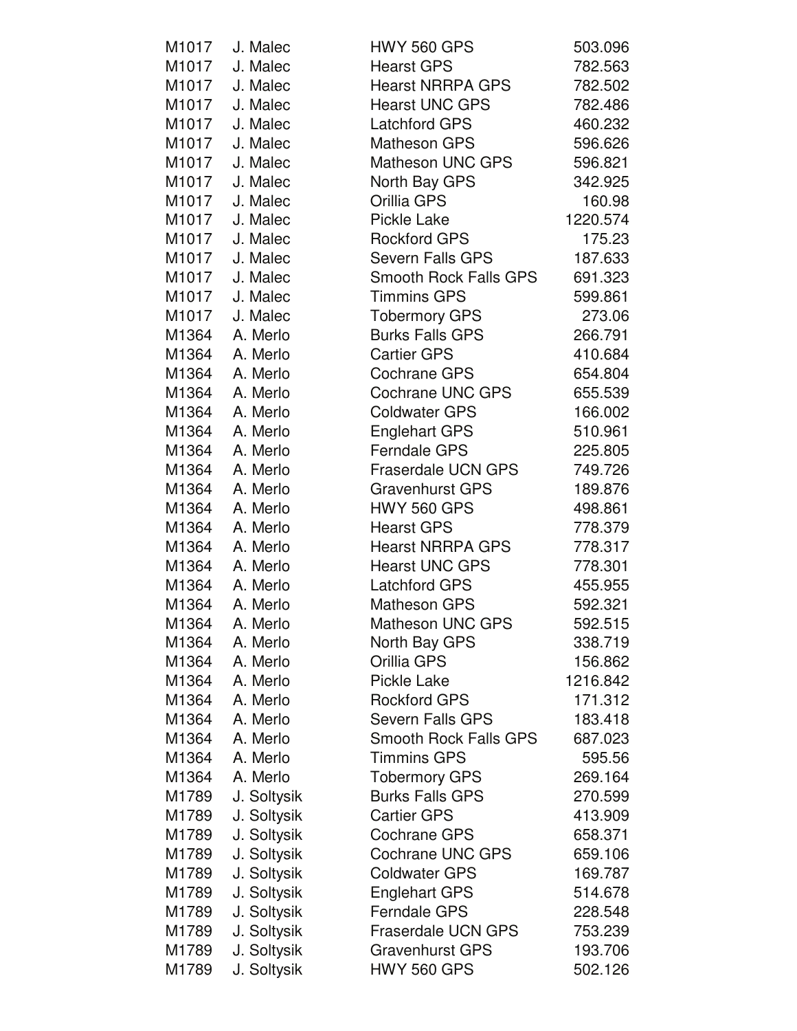| | | | |
|---|---|---|---|
| M1017 | J. Malec | HWY 560 GPS | 503.096 |
| M1017 | J. Malec | Hearst GPS | 782.563 |
| M1017 | J. Malec | Hearst NRRPA GPS | 782.502 |
| M1017 | J. Malec | Hearst UNC GPS | 782.486 |
| M1017 | J. Malec | Latchford GPS | 460.232 |
| M1017 | J. Malec | Matheson GPS | 596.626 |
| M1017 | J. Malec | Matheson UNC GPS | 596.821 |
| M1017 | J. Malec | North Bay GPS | 342.925 |
| M1017 | J. Malec | Orillia GPS | 160.98 |
| M1017 | J. Malec | Pickle Lake | 1220.574 |
| M1017 | J. Malec | Rockford GPS | 175.23 |
| M1017 | J. Malec | Severn Falls GPS | 187.633 |
| M1017 | J. Malec | Smooth Rock Falls GPS | 691.323 |
| M1017 | J. Malec | Timmins GPS | 599.861 |
| M1017 | J. Malec | Tobermory GPS | 273.06 |
| M1364 | A. Merlo | Burks Falls GPS | 266.791 |
| M1364 | A. Merlo | Cartier GPS | 410.684 |
| M1364 | A. Merlo | Cochrane GPS | 654.804 |
| M1364 | A. Merlo | Cochrane UNC GPS | 655.539 |
| M1364 | A. Merlo | Coldwater GPS | 166.002 |
| M1364 | A. Merlo | Englehart GPS | 510.961 |
| M1364 | A. Merlo | Ferndale GPS | 225.805 |
| M1364 | A. Merlo | Fraserdale UCN GPS | 749.726 |
| M1364 | A. Merlo | Gravenhurst GPS | 189.876 |
| M1364 | A. Merlo | HWY 560 GPS | 498.861 |
| M1364 | A. Merlo | Hearst GPS | 778.379 |
| M1364 | A. Merlo | Hearst NRRPA GPS | 778.317 |
| M1364 | A. Merlo | Hearst UNC GPS | 778.301 |
| M1364 | A. Merlo | Latchford GPS | 455.955 |
| M1364 | A. Merlo | Matheson GPS | 592.321 |
| M1364 | A. Merlo | Matheson UNC GPS | 592.515 |
| M1364 | A. Merlo | North Bay GPS | 338.719 |
| M1364 | A. Merlo | Orillia GPS | 156.862 |
| M1364 | A. Merlo | Pickle Lake | 1216.842 |
| M1364 | A. Merlo | Rockford GPS | 171.312 |
| M1364 | A. Merlo | Severn Falls GPS | 183.418 |
| M1364 | A. Merlo | Smooth Rock Falls GPS | 687.023 |
| M1364 | A. Merlo | Timmins GPS | 595.56 |
| M1364 | A. Merlo | Tobermory GPS | 269.164 |
| M1789 | J. Soltysik | Burks Falls GPS | 270.599 |
| M1789 | J. Soltysik | Cartier GPS | 413.909 |
| M1789 | J. Soltysik | Cochrane GPS | 658.371 |
| M1789 | J. Soltysik | Cochrane UNC GPS | 659.106 |
| M1789 | J. Soltysik | Coldwater GPS | 169.787 |
| M1789 | J. Soltysik | Englehart GPS | 514.678 |
| M1789 | J. Soltysik | Ferndale GPS | 228.548 |
| M1789 | J. Soltysik | Fraserdale UCN GPS | 753.239 |
| M1789 | J. Soltysik | Gravenhurst GPS | 193.706 |
| M1789 | J. Soltysik | HWY 560 GPS | 502.126 |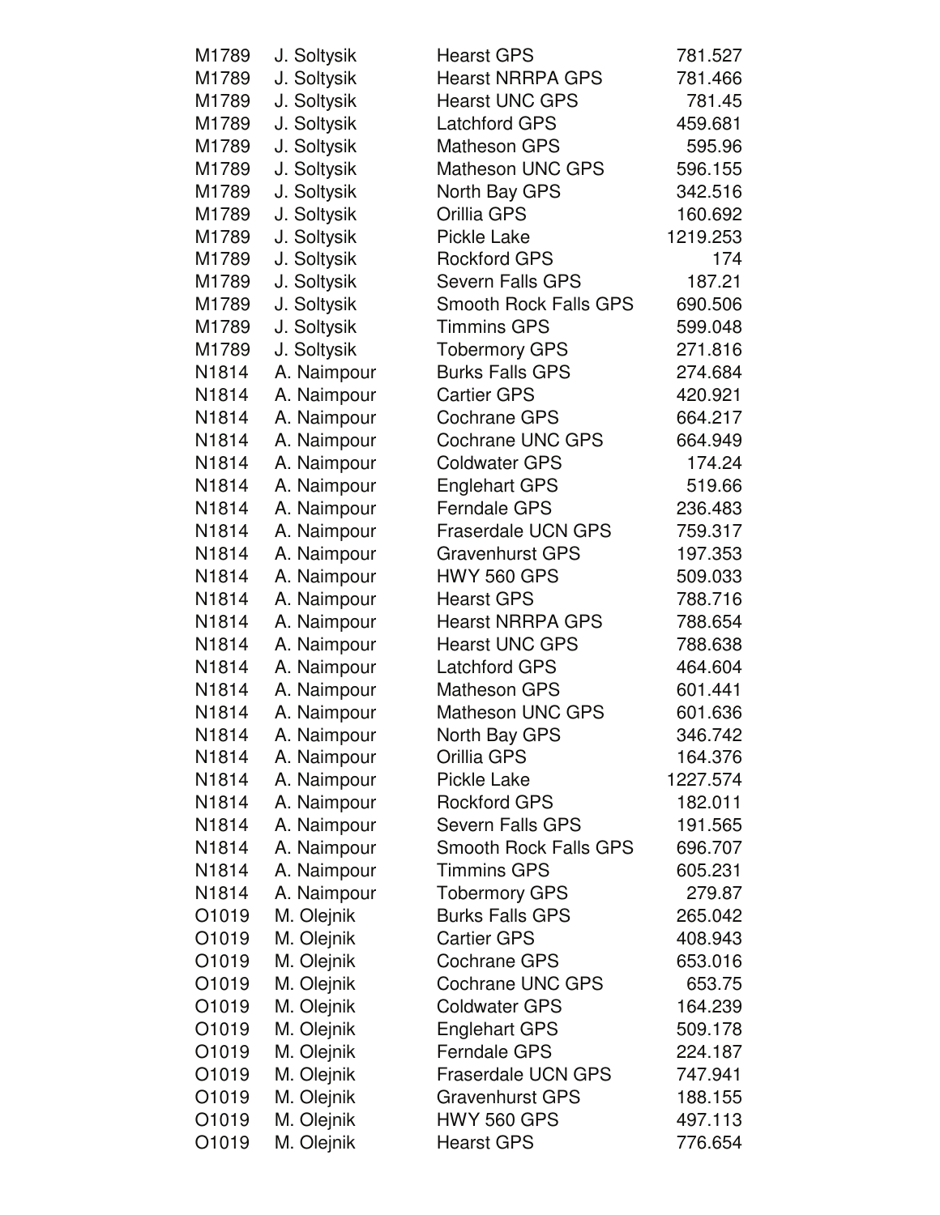| | | | |
|---|---|---|---|
| M1789 | J. Soltysik | Hearst GPS | 781.527 |
| M1789 | J. Soltysik | Hearst NRRPA GPS | 781.466 |
| M1789 | J. Soltysik | Hearst UNC GPS | 781.45 |
| M1789 | J. Soltysik | Latchford GPS | 459.681 |
| M1789 | J. Soltysik | Matheson GPS | 595.96 |
| M1789 | J. Soltysik | Matheson UNC GPS | 596.155 |
| M1789 | J. Soltysik | North Bay GPS | 342.516 |
| M1789 | J. Soltysik | Orillia GPS | 160.692 |
| M1789 | J. Soltysik | Pickle Lake | 1219.253 |
| M1789 | J. Soltysik | Rockford GPS | 174 |
| M1789 | J. Soltysik | Severn Falls GPS | 187.21 |
| M1789 | J. Soltysik | Smooth Rock Falls GPS | 690.506 |
| M1789 | J. Soltysik | Timmins GPS | 599.048 |
| M1789 | J. Soltysik | Tobermory GPS | 271.816 |
| N1814 | A. Naimpour | Burks Falls GPS | 274.684 |
| N1814 | A. Naimpour | Cartier GPS | 420.921 |
| N1814 | A. Naimpour | Cochrane GPS | 664.217 |
| N1814 | A. Naimpour | Cochrane UNC GPS | 664.949 |
| N1814 | A. Naimpour | Coldwater GPS | 174.24 |
| N1814 | A. Naimpour | Englehart GPS | 519.66 |
| N1814 | A. Naimpour | Ferndale GPS | 236.483 |
| N1814 | A. Naimpour | Fraserdale UCN GPS | 759.317 |
| N1814 | A. Naimpour | Gravenhurst GPS | 197.353 |
| N1814 | A. Naimpour | HWY 560 GPS | 509.033 |
| N1814 | A. Naimpour | Hearst GPS | 788.716 |
| N1814 | A. Naimpour | Hearst NRRPA GPS | 788.654 |
| N1814 | A. Naimpour | Hearst UNC GPS | 788.638 |
| N1814 | A. Naimpour | Latchford GPS | 464.604 |
| N1814 | A. Naimpour | Matheson GPS | 601.441 |
| N1814 | A. Naimpour | Matheson UNC GPS | 601.636 |
| N1814 | A. Naimpour | North Bay GPS | 346.742 |
| N1814 | A. Naimpour | Orillia GPS | 164.376 |
| N1814 | A. Naimpour | Pickle Lake | 1227.574 |
| N1814 | A. Naimpour | Rockford GPS | 182.011 |
| N1814 | A. Naimpour | Severn Falls GPS | 191.565 |
| N1814 | A. Naimpour | Smooth Rock Falls GPS | 696.707 |
| N1814 | A. Naimpour | Timmins GPS | 605.231 |
| N1814 | A. Naimpour | Tobermory GPS | 279.87 |
| O1019 | M. Olejnik | Burks Falls GPS | 265.042 |
| O1019 | M. Olejnik | Cartier GPS | 408.943 |
| O1019 | M. Olejnik | Cochrane GPS | 653.016 |
| O1019 | M. Olejnik | Cochrane UNC GPS | 653.75 |
| O1019 | M. Olejnik | Coldwater GPS | 164.239 |
| O1019 | M. Olejnik | Englehart GPS | 509.178 |
| O1019 | M. Olejnik | Ferndale GPS | 224.187 |
| O1019 | M. Olejnik | Fraserdale UCN GPS | 747.941 |
| O1019 | M. Olejnik | Gravenhurst GPS | 188.155 |
| O1019 | M. Olejnik | HWY 560 GPS | 497.113 |
| O1019 | M. Olejnik | Hearst GPS | 776.654 |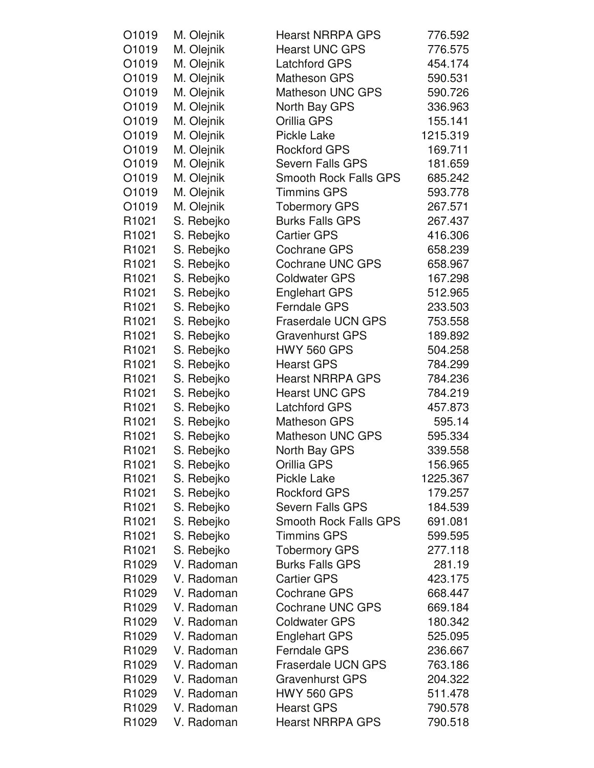| | | | |
|---|---|---|---|
| O1019 | M. Olejnik | Hearst NRRPA GPS | 776.592 |
| O1019 | M. Olejnik | Hearst UNC GPS | 776.575 |
| O1019 | M. Olejnik | Latchford GPS | 454.174 |
| O1019 | M. Olejnik | Matheson GPS | 590.531 |
| O1019 | M. Olejnik | Matheson UNC GPS | 590.726 |
| O1019 | M. Olejnik | North Bay GPS | 336.963 |
| O1019 | M. Olejnik | Orillia GPS | 155.141 |
| O1019 | M. Olejnik | Pickle Lake | 1215.319 |
| O1019 | M. Olejnik | Rockford GPS | 169.711 |
| O1019 | M. Olejnik | Severn Falls GPS | 181.659 |
| O1019 | M. Olejnik | Smooth Rock Falls GPS | 685.242 |
| O1019 | M. Olejnik | Timmins GPS | 593.778 |
| O1019 | M. Olejnik | Tobermory GPS | 267.571 |
| R1021 | S. Rebejko | Burks Falls GPS | 267.437 |
| R1021 | S. Rebejko | Cartier GPS | 416.306 |
| R1021 | S. Rebejko | Cochrane GPS | 658.239 |
| R1021 | S. Rebejko | Cochrane UNC GPS | 658.967 |
| R1021 | S. Rebejko | Coldwater GPS | 167.298 |
| R1021 | S. Rebejko | Englehart GPS | 512.965 |
| R1021 | S. Rebejko | Ferndale GPS | 233.503 |
| R1021 | S. Rebejko | Fraserdale UCN GPS | 753.558 |
| R1021 | S. Rebejko | Gravenhurst GPS | 189.892 |
| R1021 | S. Rebejko | HWY 560 GPS | 504.258 |
| R1021 | S. Rebejko | Hearst GPS | 784.299 |
| R1021 | S. Rebejko | Hearst NRRPA GPS | 784.236 |
| R1021 | S. Rebejko | Hearst UNC GPS | 784.219 |
| R1021 | S. Rebejko | Latchford GPS | 457.873 |
| R1021 | S. Rebejko | Matheson GPS | 595.14 |
| R1021 | S. Rebejko | Matheson UNC GPS | 595.334 |
| R1021 | S. Rebejko | North Bay GPS | 339.558 |
| R1021 | S. Rebejko | Orillia GPS | 156.965 |
| R1021 | S. Rebejko | Pickle Lake | 1225.367 |
| R1021 | S. Rebejko | Rockford GPS | 179.257 |
| R1021 | S. Rebejko | Severn Falls GPS | 184.539 |
| R1021 | S. Rebejko | Smooth Rock Falls GPS | 691.081 |
| R1021 | S. Rebejko | Timmins GPS | 599.595 |
| R1021 | S. Rebejko | Tobermory GPS | 277.118 |
| R1029 | V. Radoman | Burks Falls GPS | 281.19 |
| R1029 | V. Radoman | Cartier GPS | 423.175 |
| R1029 | V. Radoman | Cochrane GPS | 668.447 |
| R1029 | V. Radoman | Cochrane UNC GPS | 669.184 |
| R1029 | V. Radoman | Coldwater GPS | 180.342 |
| R1029 | V. Radoman | Englehart GPS | 525.095 |
| R1029 | V. Radoman | Ferndale GPS | 236.667 |
| R1029 | V. Radoman | Fraserdale UCN GPS | 763.186 |
| R1029 | V. Radoman | Gravenhurst GPS | 204.322 |
| R1029 | V. Radoman | HWY 560 GPS | 511.478 |
| R1029 | V. Radoman | Hearst GPS | 790.578 |
| R1029 | V. Radoman | Hearst NRRPA GPS | 790.518 |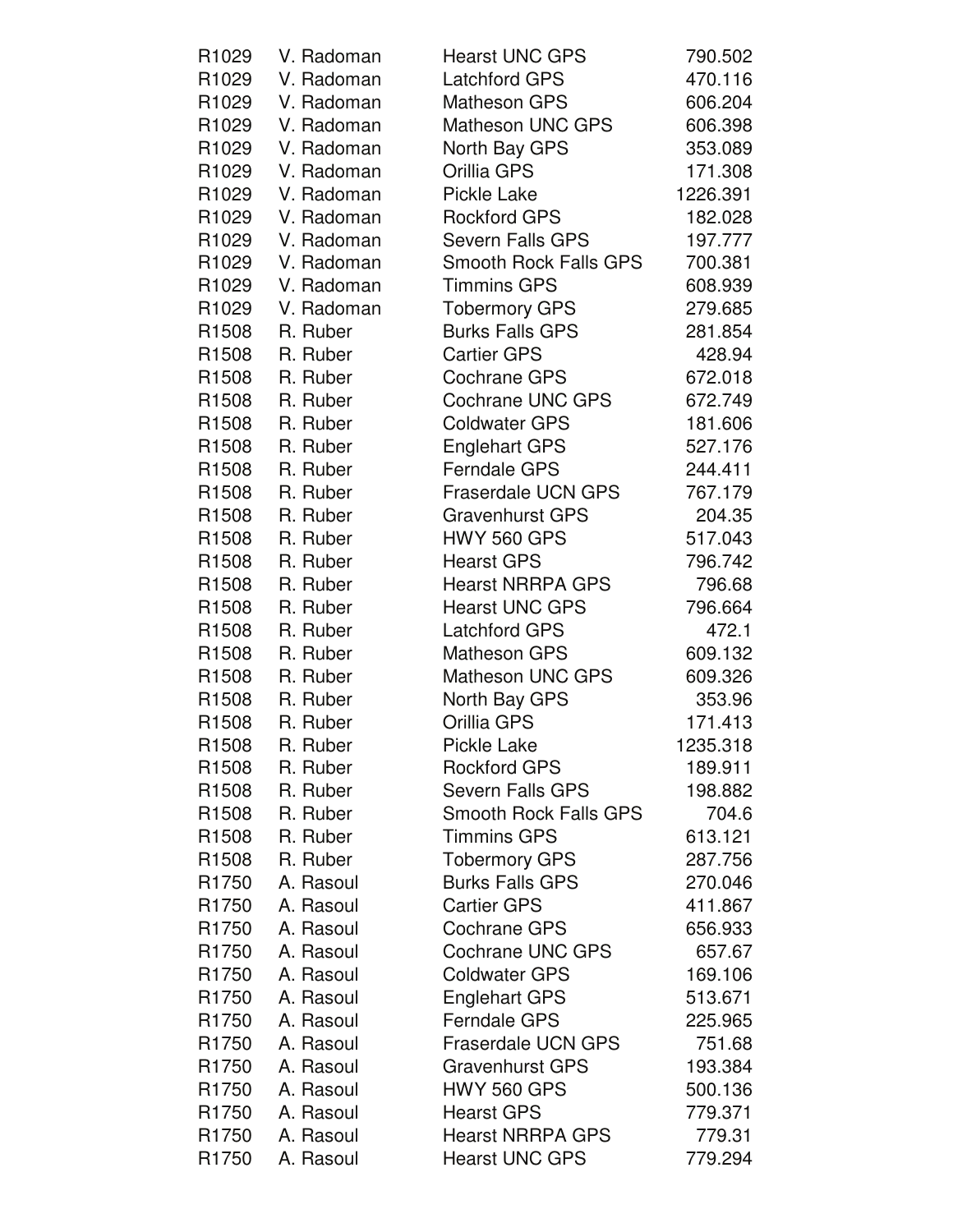| R1029 | V. Radoman | Hearst UNC GPS | 790.502 |
|---|---|---|---|
| R1029 | V. Radoman | Latchford GPS | 470.116 |
| R1029 | V. Radoman | Matheson GPS | 606.204 |
| R1029 | V. Radoman | Matheson UNC GPS | 606.398 |
| R1029 | V. Radoman | North Bay GPS | 353.089 |
| R1029 | V. Radoman | Orillia GPS | 171.308 |
| R1029 | V. Radoman | Pickle Lake | 1226.391 |
| R1029 | V. Radoman | Rockford GPS | 182.028 |
| R1029 | V. Radoman | Severn Falls GPS | 197.777 |
| R1029 | V. Radoman | Smooth Rock Falls GPS | 700.381 |
| R1029 | V. Radoman | Timmins GPS | 608.939 |
| R1029 | V. Radoman | Tobermory GPS | 279.685 |
| R1508 | R. Ruber | Burks Falls GPS | 281.854 |
| R1508 | R. Ruber | Cartier GPS | 428.94 |
| R1508 | R. Ruber | Cochrane GPS | 672.018 |
| R1508 | R. Ruber | Cochrane UNC GPS | 672.749 |
| R1508 | R. Ruber | Coldwater GPS | 181.606 |
| R1508 | R. Ruber | Englehart GPS | 527.176 |
| R1508 | R. Ruber | Ferndale GPS | 244.411 |
| R1508 | R. Ruber | Fraserdale UCN GPS | 767.179 |
| R1508 | R. Ruber | Gravenhurst GPS | 204.35 |
| R1508 | R. Ruber | HWY 560 GPS | 517.043 |
| R1508 | R. Ruber | Hearst GPS | 796.742 |
| R1508 | R. Ruber | Hearst NRRPA GPS | 796.68 |
| R1508 | R. Ruber | Hearst UNC GPS | 796.664 |
| R1508 | R. Ruber | Latchford GPS | 472.1 |
| R1508 | R. Ruber | Matheson GPS | 609.132 |
| R1508 | R. Ruber | Matheson UNC GPS | 609.326 |
| R1508 | R. Ruber | North Bay GPS | 353.96 |
| R1508 | R. Ruber | Orillia GPS | 171.413 |
| R1508 | R. Ruber | Pickle Lake | 1235.318 |
| R1508 | R. Ruber | Rockford GPS | 189.911 |
| R1508 | R. Ruber | Severn Falls GPS | 198.882 |
| R1508 | R. Ruber | Smooth Rock Falls GPS | 704.6 |
| R1508 | R. Ruber | Timmins GPS | 613.121 |
| R1508 | R. Ruber | Tobermory GPS | 287.756 |
| R1750 | A. Rasoul | Burks Falls GPS | 270.046 |
| R1750 | A. Rasoul | Cartier GPS | 411.867 |
| R1750 | A. Rasoul | Cochrane GPS | 656.933 |
| R1750 | A. Rasoul | Cochrane UNC GPS | 657.67 |
| R1750 | A. Rasoul | Coldwater GPS | 169.106 |
| R1750 | A. Rasoul | Englehart GPS | 513.671 |
| R1750 | A. Rasoul | Ferndale GPS | 225.965 |
| R1750 | A. Rasoul | Fraserdale UCN GPS | 751.68 |
| R1750 | A. Rasoul | Gravenhurst GPS | 193.384 |
| R1750 | A. Rasoul | HWY 560 GPS | 500.136 |
| R1750 | A. Rasoul | Hearst GPS | 779.371 |
| R1750 | A. Rasoul | Hearst NRRPA GPS | 779.31 |
| R1750 | A. Rasoul | Hearst UNC GPS | 779.294 |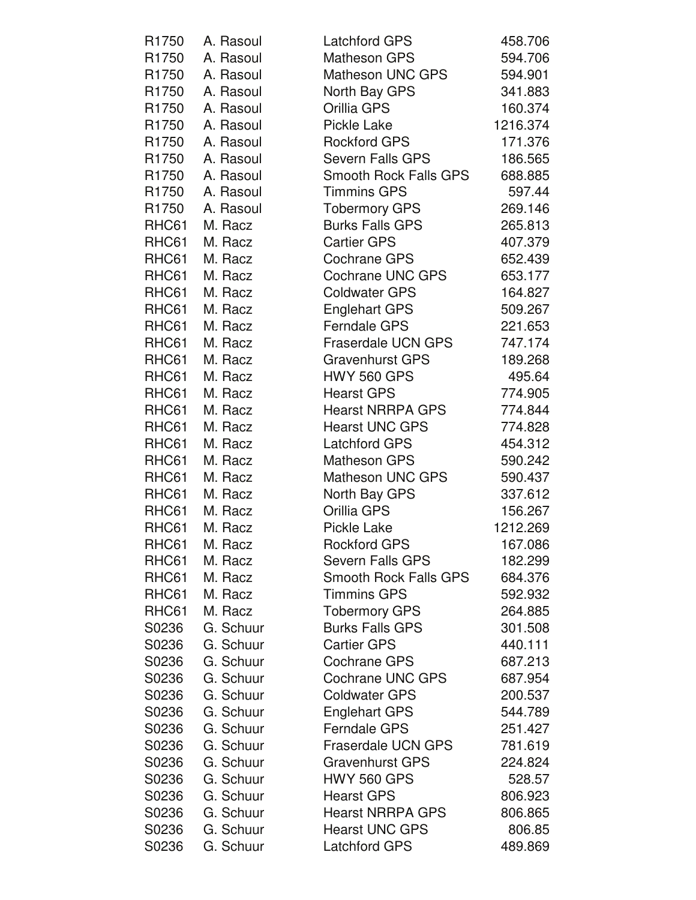| | | | |
|---|---|---|---|
| R1750 | A. Rasoul | Latchford GPS | 458.706 |
| R1750 | A. Rasoul | Matheson GPS | 594.706 |
| R1750 | A. Rasoul | Matheson UNC GPS | 594.901 |
| R1750 | A. Rasoul | North Bay GPS | 341.883 |
| R1750 | A. Rasoul | Orillia GPS | 160.374 |
| R1750 | A. Rasoul | Pickle Lake | 1216.374 |
| R1750 | A. Rasoul | Rockford GPS | 171.376 |
| R1750 | A. Rasoul | Severn Falls GPS | 186.565 |
| R1750 | A. Rasoul | Smooth Rock Falls GPS | 688.885 |
| R1750 | A. Rasoul | Timmins GPS | 597.44 |
| R1750 | A. Rasoul | Tobermory GPS | 269.146 |
| RHC61 | M. Racz | Burks Falls GPS | 265.813 |
| RHC61 | M. Racz | Cartier GPS | 407.379 |
| RHC61 | M. Racz | Cochrane GPS | 652.439 |
| RHC61 | M. Racz | Cochrane UNC GPS | 653.177 |
| RHC61 | M. Racz | Coldwater GPS | 164.827 |
| RHC61 | M. Racz | Englehart GPS | 509.267 |
| RHC61 | M. Racz | Ferndale GPS | 221.653 |
| RHC61 | M. Racz | Fraserdale UCN GPS | 747.174 |
| RHC61 | M. Racz | Gravenhurst GPS | 189.268 |
| RHC61 | M. Racz | HWY 560 GPS | 495.64 |
| RHC61 | M. Racz | Hearst GPS | 774.905 |
| RHC61 | M. Racz | Hearst NRRPA GPS | 774.844 |
| RHC61 | M. Racz | Hearst UNC GPS | 774.828 |
| RHC61 | M. Racz | Latchford GPS | 454.312 |
| RHC61 | M. Racz | Matheson GPS | 590.242 |
| RHC61 | M. Racz | Matheson UNC GPS | 590.437 |
| RHC61 | M. Racz | North Bay GPS | 337.612 |
| RHC61 | M. Racz | Orillia GPS | 156.267 |
| RHC61 | M. Racz | Pickle Lake | 1212.269 |
| RHC61 | M. Racz | Rockford GPS | 167.086 |
| RHC61 | M. Racz | Severn Falls GPS | 182.299 |
| RHC61 | M. Racz | Smooth Rock Falls GPS | 684.376 |
| RHC61 | M. Racz | Timmins GPS | 592.932 |
| RHC61 | M. Racz | Tobermory GPS | 264.885 |
| S0236 | G. Schuur | Burks Falls GPS | 301.508 |
| S0236 | G. Schuur | Cartier GPS | 440.111 |
| S0236 | G. Schuur | Cochrane GPS | 687.213 |
| S0236 | G. Schuur | Cochrane UNC GPS | 687.954 |
| S0236 | G. Schuur | Coldwater GPS | 200.537 |
| S0236 | G. Schuur | Englehart GPS | 544.789 |
| S0236 | G. Schuur | Ferndale GPS | 251.427 |
| S0236 | G. Schuur | Fraserdale UCN GPS | 781.619 |
| S0236 | G. Schuur | Gravenhurst GPS | 224.824 |
| S0236 | G. Schuur | HWY 560 GPS | 528.57 |
| S0236 | G. Schuur | Hearst GPS | 806.923 |
| S0236 | G. Schuur | Hearst NRRPA GPS | 806.865 |
| S0236 | G. Schuur | Hearst UNC GPS | 806.85 |
| S0236 | G. Schuur | Latchford GPS | 489.869 |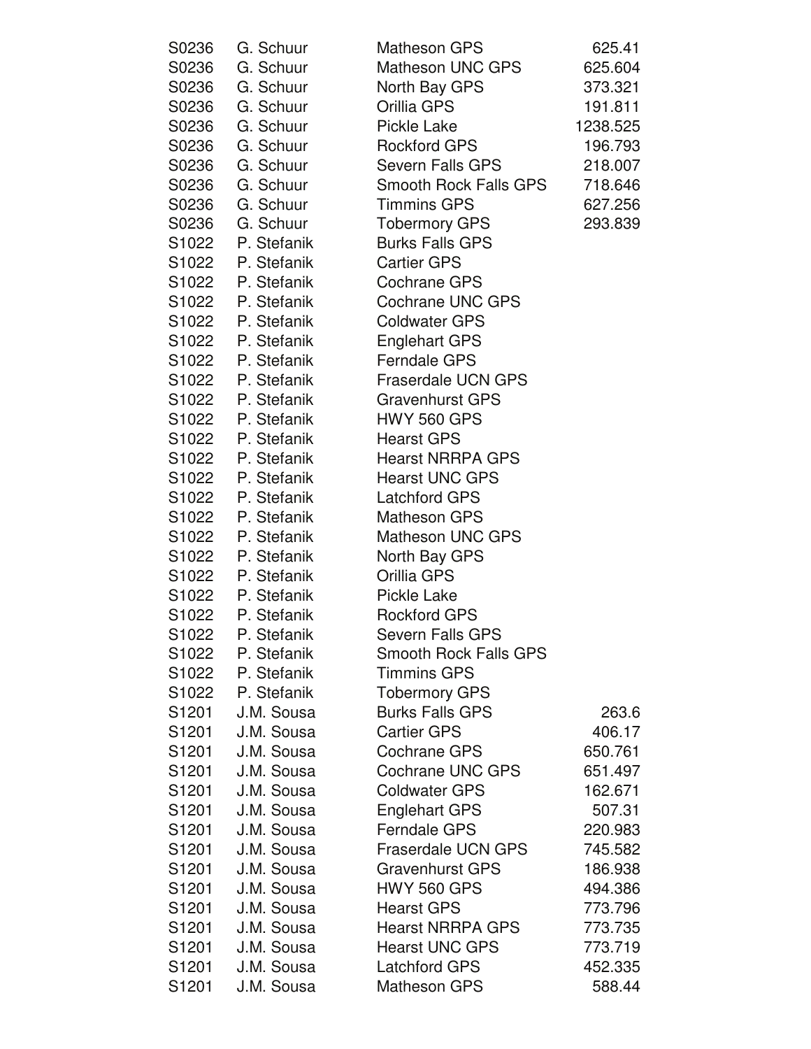| S0236 | G. Schuur | Matheson GPS | 625.41 |
|---|---|---|---|
| S0236 | G. Schuur | Matheson UNC GPS | 625.604 |
| S0236 | G. Schuur | North Bay GPS | 373.321 |
| S0236 | G. Schuur | Orillia GPS | 191.811 |
| S0236 | G. Schuur | Pickle Lake | 1238.525 |
| S0236 | G. Schuur | Rockford GPS | 196.793 |
| S0236 | G. Schuur | Severn Falls GPS | 218.007 |
| S0236 | G. Schuur | Smooth Rock Falls GPS | 718.646 |
| S0236 | G. Schuur | Timmins GPS | 627.256 |
| S0236 | G. Schuur | Tobermory GPS | 293.839 |
| S1022 | P. Stefanik | Burks Falls GPS | |
| S1022 | P. Stefanik | Cartier GPS | |
| S1022 | P. Stefanik | Cochrane GPS | |
| S1022 | P. Stefanik | Cochrane UNC GPS | |
| S1022 | P. Stefanik | Coldwater GPS | |
| S1022 | P. Stefanik | Englehart GPS | |
| S1022 | P. Stefanik | Ferndale GPS | |
| S1022 | P. Stefanik | Fraserdale UCN GPS | |
| S1022 | P. Stefanik | Gravenhurst GPS | |
| S1022 | P. Stefanik | HWY 560 GPS | |
| S1022 | P. Stefanik | Hearst GPS | |
| S1022 | P. Stefanik | Hearst NRRPA GPS | |
| S1022 | P. Stefanik | Hearst UNC GPS | |
| S1022 | P. Stefanik | Latchford GPS | |
| S1022 | P. Stefanik | Matheson GPS | |
| S1022 | P. Stefanik | Matheson UNC GPS | |
| S1022 | P. Stefanik | North Bay GPS | |
| S1022 | P. Stefanik | Orillia GPS | |
| S1022 | P. Stefanik | Pickle Lake | |
| S1022 | P. Stefanik | Rockford GPS | |
| S1022 | P. Stefanik | Severn Falls GPS | |
| S1022 | P. Stefanik | Smooth Rock Falls GPS | |
| S1022 | P. Stefanik | Timmins GPS | |
| S1022 | P. Stefanik | Tobermory GPS | |
| S1201 | J.M. Sousa | Burks Falls GPS | 263.6 |
| S1201 | J.M. Sousa | Cartier GPS | 406.17 |
| S1201 | J.M. Sousa | Cochrane GPS | 650.761 |
| S1201 | J.M. Sousa | Cochrane UNC GPS | 651.497 |
| S1201 | J.M. Sousa | Coldwater GPS | 162.671 |
| S1201 | J.M. Sousa | Englehart GPS | 507.31 |
| S1201 | J.M. Sousa | Ferndale GPS | 220.983 |
| S1201 | J.M. Sousa | Fraserdale UCN GPS | 745.582 |
| S1201 | J.M. Sousa | Gravenhurst GPS | 186.938 |
| S1201 | J.M. Sousa | HWY 560 GPS | 494.386 |
| S1201 | J.M. Sousa | Hearst GPS | 773.796 |
| S1201 | J.M. Sousa | Hearst NRRPA GPS | 773.735 |
| S1201 | J.M. Sousa | Hearst UNC GPS | 773.719 |
| S1201 | J.M. Sousa | Latchford GPS | 452.335 |
| S1201 | J.M. Sousa | Matheson GPS | 588.44 |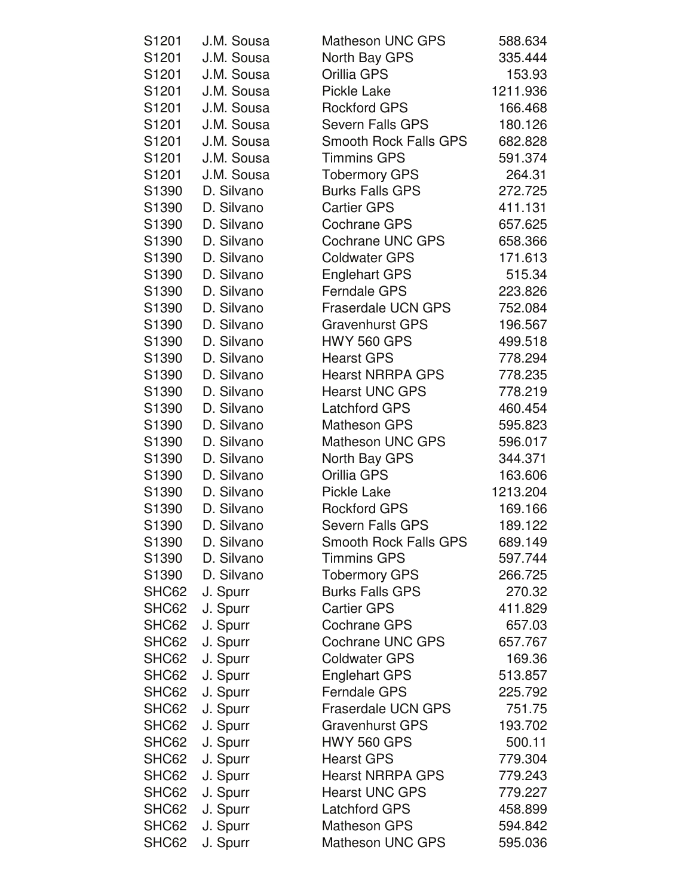| | | | |
|---|---|---|---|
| S1201 | J.M. Sousa | Matheson UNC GPS | 588.634 |
| S1201 | J.M. Sousa | North Bay GPS | 335.444 |
| S1201 | J.M. Sousa | Orillia GPS | 153.93 |
| S1201 | J.M. Sousa | Pickle Lake | 1211.936 |
| S1201 | J.M. Sousa | Rockford GPS | 166.468 |
| S1201 | J.M. Sousa | Severn Falls GPS | 180.126 |
| S1201 | J.M. Sousa | Smooth Rock Falls GPS | 682.828 |
| S1201 | J.M. Sousa | Timmins GPS | 591.374 |
| S1201 | J.M. Sousa | Tobermory GPS | 264.31 |
| S1390 | D. Silvano | Burks Falls GPS | 272.725 |
| S1390 | D. Silvano | Cartier GPS | 411.131 |
| S1390 | D. Silvano | Cochrane GPS | 657.625 |
| S1390 | D. Silvano | Cochrane UNC GPS | 658.366 |
| S1390 | D. Silvano | Coldwater GPS | 171.613 |
| S1390 | D. Silvano | Englehart GPS | 515.34 |
| S1390 | D. Silvano | Ferndale GPS | 223.826 |
| S1390 | D. Silvano | Fraserdale UCN GPS | 752.084 |
| S1390 | D. Silvano | Gravenhurst GPS | 196.567 |
| S1390 | D. Silvano | HWY 560 GPS | 499.518 |
| S1390 | D. Silvano | Hearst GPS | 778.294 |
| S1390 | D. Silvano | Hearst NRRPA GPS | 778.235 |
| S1390 | D. Silvano | Hearst UNC GPS | 778.219 |
| S1390 | D. Silvano | Latchford GPS | 460.454 |
| S1390 | D. Silvano | Matheson GPS | 595.823 |
| S1390 | D. Silvano | Matheson UNC GPS | 596.017 |
| S1390 | D. Silvano | North Bay GPS | 344.371 |
| S1390 | D. Silvano | Orillia GPS | 163.606 |
| S1390 | D. Silvano | Pickle Lake | 1213.204 |
| S1390 | D. Silvano | Rockford GPS | 169.166 |
| S1390 | D. Silvano | Severn Falls GPS | 189.122 |
| S1390 | D. Silvano | Smooth Rock Falls GPS | 689.149 |
| S1390 | D. Silvano | Timmins GPS | 597.744 |
| S1390 | D. Silvano | Tobermory GPS | 266.725 |
| SHC62 | J. Spurr | Burks Falls GPS | 270.32 |
| SHC62 | J. Spurr | Cartier GPS | 411.829 |
| SHC62 | J. Spurr | Cochrane GPS | 657.03 |
| SHC62 | J. Spurr | Cochrane UNC GPS | 657.767 |
| SHC62 | J. Spurr | Coldwater GPS | 169.36 |
| SHC62 | J. Spurr | Englehart GPS | 513.857 |
| SHC62 | J. Spurr | Ferndale GPS | 225.792 |
| SHC62 | J. Spurr | Fraserdale UCN GPS | 751.75 |
| SHC62 | J. Spurr | Gravenhurst GPS | 193.702 |
| SHC62 | J. Spurr | HWY 560 GPS | 500.11 |
| SHC62 | J. Spurr | Hearst GPS | 779.304 |
| SHC62 | J. Spurr | Hearst NRRPA GPS | 779.243 |
| SHC62 | J. Spurr | Hearst UNC GPS | 779.227 |
| SHC62 | J. Spurr | Latchford GPS | 458.899 |
| SHC62 | J. Spurr | Matheson GPS | 594.842 |
| SHC62 | J. Spurr | Matheson UNC GPS | 595.036 |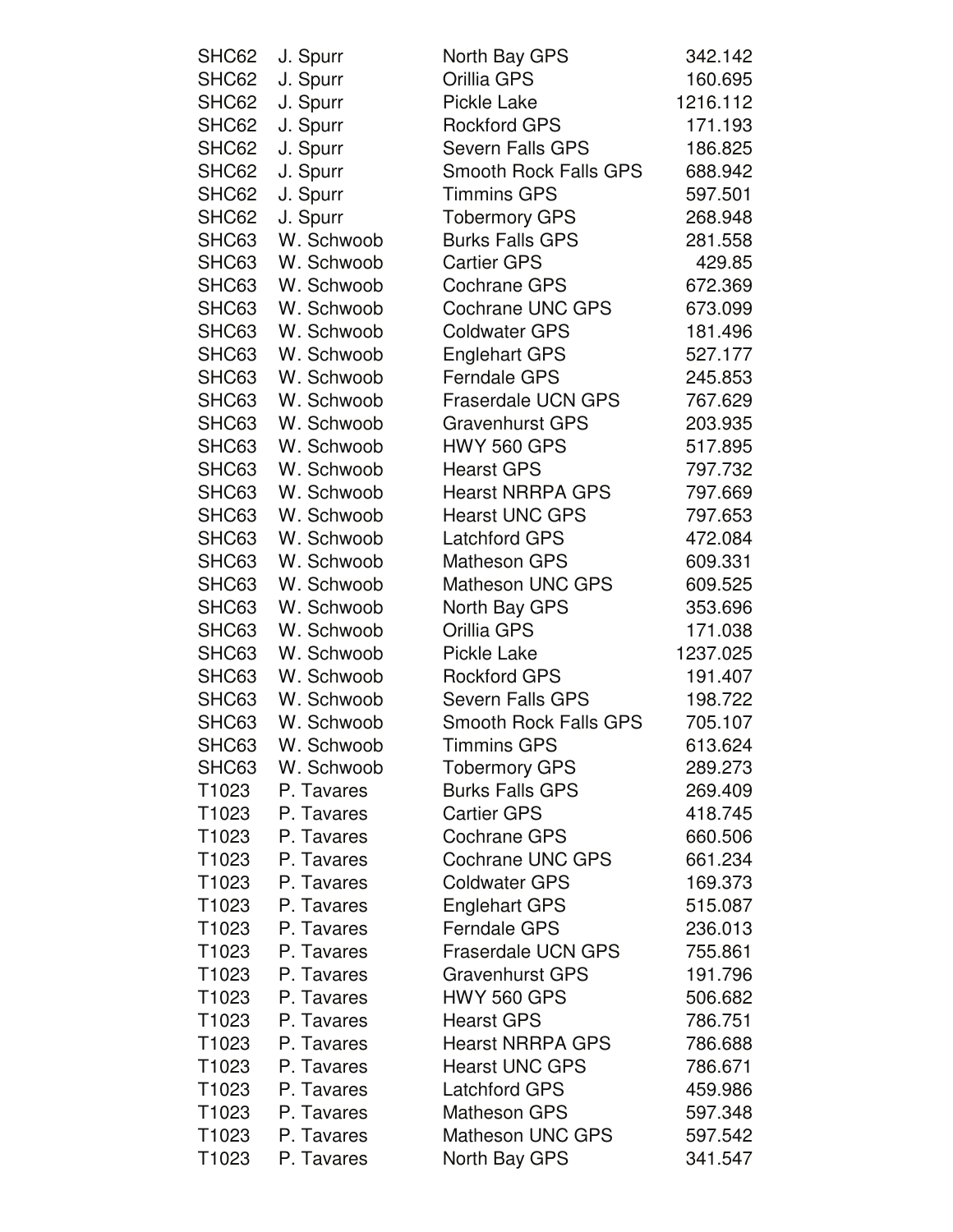| | | | |
|---|---|---|---|
| SHC62 | J. Spurr | North Bay GPS | 342.142 |
| SHC62 | J. Spurr | Orillia GPS | 160.695 |
| SHC62 | J. Spurr | Pickle Lake | 1216.112 |
| SHC62 | J. Spurr | Rockford GPS | 171.193 |
| SHC62 | J. Spurr | Severn Falls GPS | 186.825 |
| SHC62 | J. Spurr | Smooth Rock Falls GPS | 688.942 |
| SHC62 | J. Spurr | Timmins GPS | 597.501 |
| SHC62 | J. Spurr | Tobermory GPS | 268.948 |
| SHC63 | W. Schwoob | Burks Falls GPS | 281.558 |
| SHC63 | W. Schwoob | Cartier GPS | 429.85 |
| SHC63 | W. Schwoob | Cochrane GPS | 672.369 |
| SHC63 | W. Schwoob | Cochrane UNC GPS | 673.099 |
| SHC63 | W. Schwoob | Coldwater GPS | 181.496 |
| SHC63 | W. Schwoob | Englehart GPS | 527.177 |
| SHC63 | W. Schwoob | Ferndale GPS | 245.853 |
| SHC63 | W. Schwoob | Fraserdale UCN GPS | 767.629 |
| SHC63 | W. Schwoob | Gravenhurst GPS | 203.935 |
| SHC63 | W. Schwoob | HWY 560 GPS | 517.895 |
| SHC63 | W. Schwoob | Hearst GPS | 797.732 |
| SHC63 | W. Schwoob | Hearst NRRPA GPS | 797.669 |
| SHC63 | W. Schwoob | Hearst UNC GPS | 797.653 |
| SHC63 | W. Schwoob | Latchford GPS | 472.084 |
| SHC63 | W. Schwoob | Matheson GPS | 609.331 |
| SHC63 | W. Schwoob | Matheson UNC GPS | 609.525 |
| SHC63 | W. Schwoob | North Bay GPS | 353.696 |
| SHC63 | W. Schwoob | Orillia GPS | 171.038 |
| SHC63 | W. Schwoob | Pickle Lake | 1237.025 |
| SHC63 | W. Schwoob | Rockford GPS | 191.407 |
| SHC63 | W. Schwoob | Severn Falls GPS | 198.722 |
| SHC63 | W. Schwoob | Smooth Rock Falls GPS | 705.107 |
| SHC63 | W. Schwoob | Timmins GPS | 613.624 |
| SHC63 | W. Schwoob | Tobermory GPS | 289.273 |
| T1023 | P. Tavares | Burks Falls GPS | 269.409 |
| T1023 | P. Tavares | Cartier GPS | 418.745 |
| T1023 | P. Tavares | Cochrane GPS | 660.506 |
| T1023 | P. Tavares | Cochrane UNC GPS | 661.234 |
| T1023 | P. Tavares | Coldwater GPS | 169.373 |
| T1023 | P. Tavares | Englehart GPS | 515.087 |
| T1023 | P. Tavares | Ferndale GPS | 236.013 |
| T1023 | P. Tavares | Fraserdale UCN GPS | 755.861 |
| T1023 | P. Tavares | Gravenhurst GPS | 191.796 |
| T1023 | P. Tavares | HWY 560 GPS | 506.682 |
| T1023 | P. Tavares | Hearst GPS | 786.751 |
| T1023 | P. Tavares | Hearst NRRPA GPS | 786.688 |
| T1023 | P. Tavares | Hearst UNC GPS | 786.671 |
| T1023 | P. Tavares | Latchford GPS | 459.986 |
| T1023 | P. Tavares | Matheson GPS | 597.348 |
| T1023 | P. Tavares | Matheson UNC GPS | 597.542 |
| T1023 | P. Tavares | North Bay GPS | 341.547 |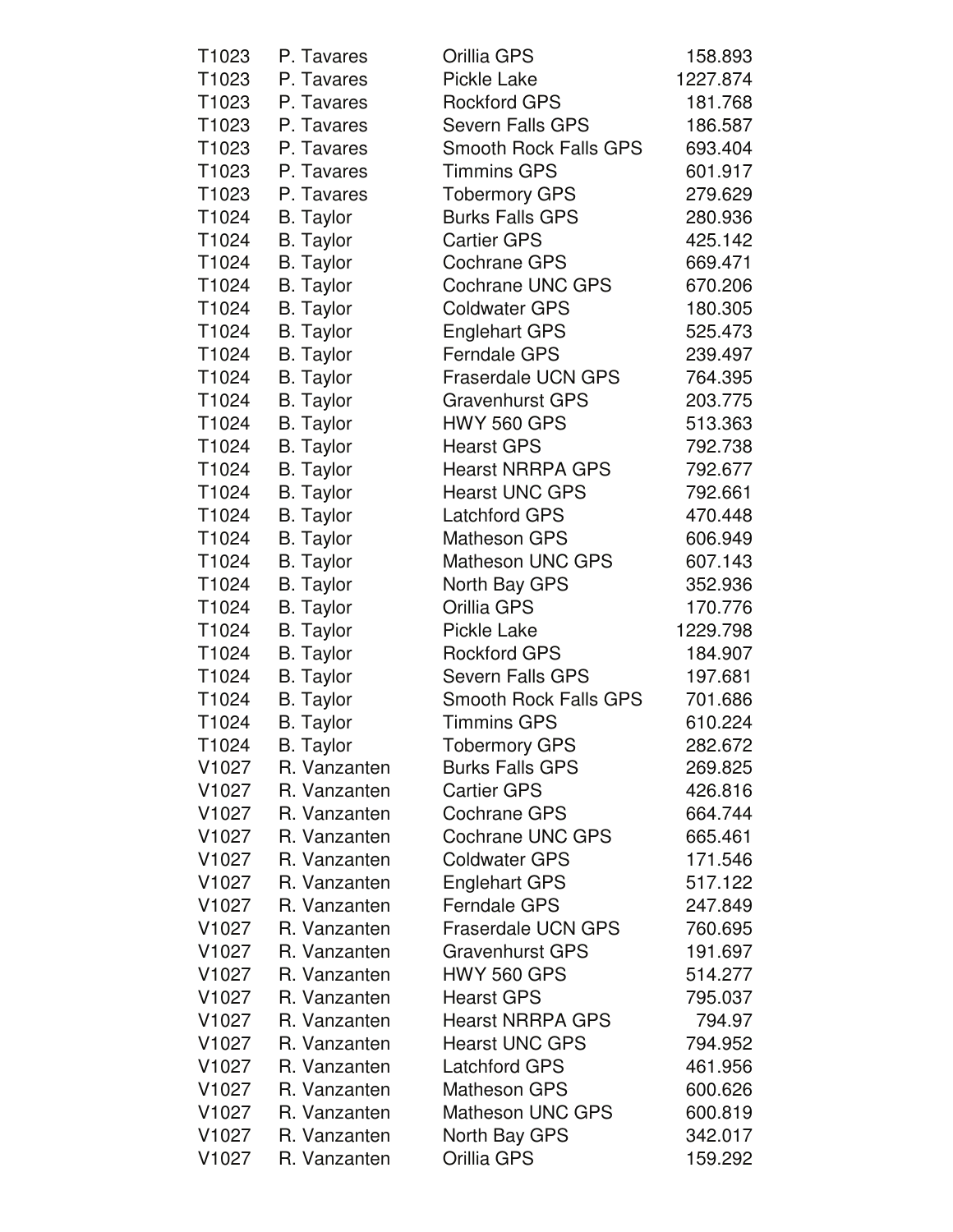| | | | |
|---|---|---|---|
| T1023 | P. Tavares | Orillia GPS | 158.893 |
| T1023 | P. Tavares | Pickle Lake | 1227.874 |
| T1023 | P. Tavares | Rockford GPS | 181.768 |
| T1023 | P. Tavares | Severn Falls GPS | 186.587 |
| T1023 | P. Tavares | Smooth Rock Falls GPS | 693.404 |
| T1023 | P. Tavares | Timmins GPS | 601.917 |
| T1023 | P. Tavares | Tobermory GPS | 279.629 |
| T1024 | B. Taylor | Burks Falls GPS | 280.936 |
| T1024 | B. Taylor | Cartier GPS | 425.142 |
| T1024 | B. Taylor | Cochrane GPS | 669.471 |
| T1024 | B. Taylor | Cochrane UNC GPS | 670.206 |
| T1024 | B. Taylor | Coldwater GPS | 180.305 |
| T1024 | B. Taylor | Englehart GPS | 525.473 |
| T1024 | B. Taylor | Ferndale GPS | 239.497 |
| T1024 | B. Taylor | Fraserdale UCN GPS | 764.395 |
| T1024 | B. Taylor | Gravenhurst GPS | 203.775 |
| T1024 | B. Taylor | HWY 560 GPS | 513.363 |
| T1024 | B. Taylor | Hearst GPS | 792.738 |
| T1024 | B. Taylor | Hearst NRRPA GPS | 792.677 |
| T1024 | B. Taylor | Hearst UNC GPS | 792.661 |
| T1024 | B. Taylor | Latchford GPS | 470.448 |
| T1024 | B. Taylor | Matheson GPS | 606.949 |
| T1024 | B. Taylor | Matheson UNC GPS | 607.143 |
| T1024 | B. Taylor | North Bay GPS | 352.936 |
| T1024 | B. Taylor | Orillia GPS | 170.776 |
| T1024 | B. Taylor | Pickle Lake | 1229.798 |
| T1024 | B. Taylor | Rockford GPS | 184.907 |
| T1024 | B. Taylor | Severn Falls GPS | 197.681 |
| T1024 | B. Taylor | Smooth Rock Falls GPS | 701.686 |
| T1024 | B. Taylor | Timmins GPS | 610.224 |
| T1024 | B. Taylor | Tobermory GPS | 282.672 |
| V1027 | R. Vanzanten | Burks Falls GPS | 269.825 |
| V1027 | R. Vanzanten | Cartier GPS | 426.816 |
| V1027 | R. Vanzanten | Cochrane GPS | 664.744 |
| V1027 | R. Vanzanten | Cochrane UNC GPS | 665.461 |
| V1027 | R. Vanzanten | Coldwater GPS | 171.546 |
| V1027 | R. Vanzanten | Englehart GPS | 517.122 |
| V1027 | R. Vanzanten | Ferndale GPS | 247.849 |
| V1027 | R. Vanzanten | Fraserdale UCN GPS | 760.695 |
| V1027 | R. Vanzanten | Gravenhurst GPS | 191.697 |
| V1027 | R. Vanzanten | HWY 560 GPS | 514.277 |
| V1027 | R. Vanzanten | Hearst GPS | 795.037 |
| V1027 | R. Vanzanten | Hearst NRRPA GPS | 794.97 |
| V1027 | R. Vanzanten | Hearst UNC GPS | 794.952 |
| V1027 | R. Vanzanten | Latchford GPS | 461.956 |
| V1027 | R. Vanzanten | Matheson GPS | 600.626 |
| V1027 | R. Vanzanten | Matheson UNC GPS | 600.819 |
| V1027 | R. Vanzanten | North Bay GPS | 342.017 |
| V1027 | R. Vanzanten | Orillia GPS | 159.292 |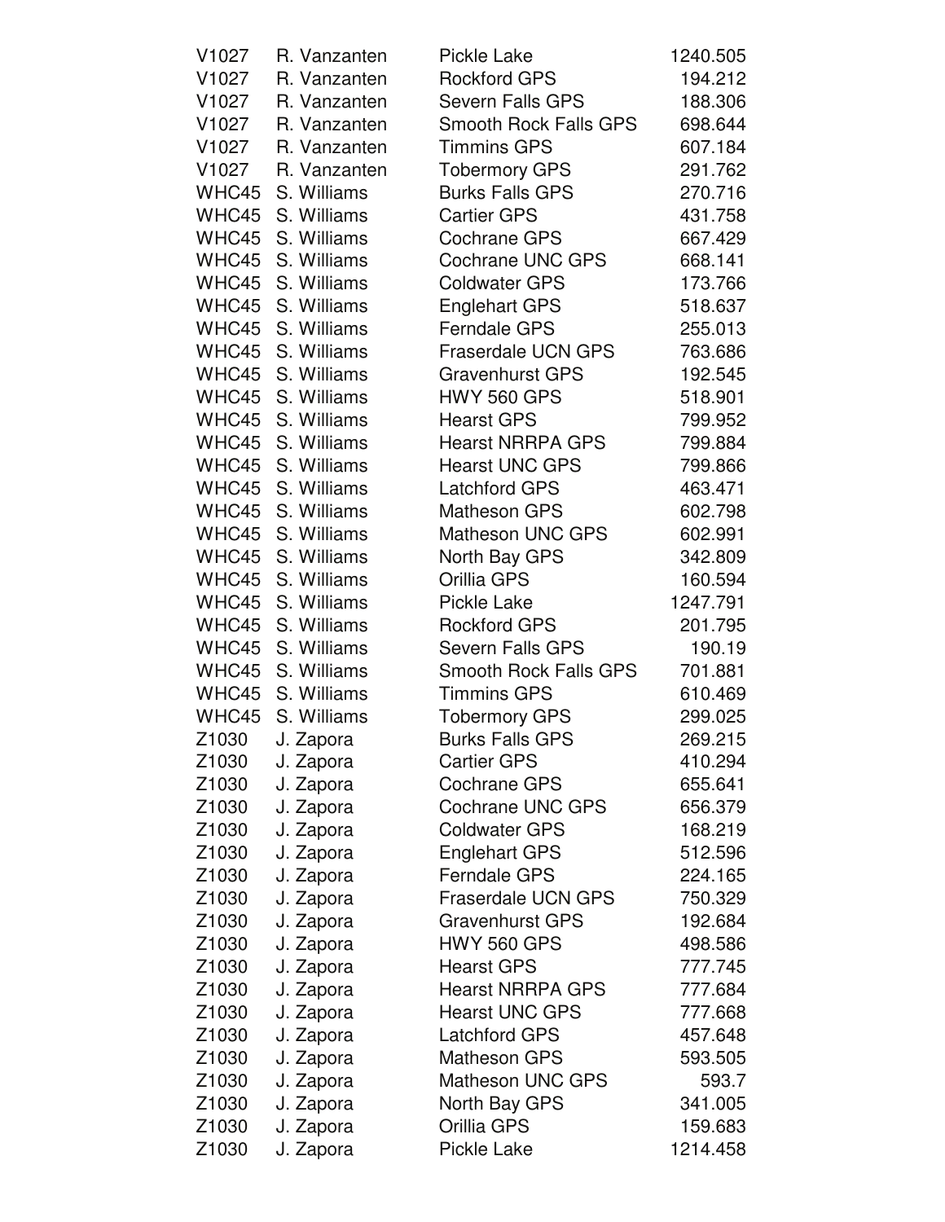| | | | |
|---|---|---|---|
| V1027 | R. Vanzanten | Pickle Lake | 1240.505 |
| V1027 | R. Vanzanten | Rockford GPS | 194.212 |
| V1027 | R. Vanzanten | Severn Falls GPS | 188.306 |
| V1027 | R. Vanzanten | Smooth Rock Falls GPS | 698.644 |
| V1027 | R. Vanzanten | Timmins GPS | 607.184 |
| V1027 | R. Vanzanten | Tobermory GPS | 291.762 |
| WHC45 | S. Williams | Burks Falls GPS | 270.716 |
| WHC45 | S. Williams | Cartier GPS | 431.758 |
| WHC45 | S. Williams | Cochrane GPS | 667.429 |
| WHC45 | S. Williams | Cochrane UNC GPS | 668.141 |
| WHC45 | S. Williams | Coldwater GPS | 173.766 |
| WHC45 | S. Williams | Englehart GPS | 518.637 |
| WHC45 | S. Williams | Ferndale GPS | 255.013 |
| WHC45 | S. Williams | Fraserdale UCN GPS | 763.686 |
| WHC45 | S. Williams | Gravenhurst GPS | 192.545 |
| WHC45 | S. Williams | HWY 560 GPS | 518.901 |
| WHC45 | S. Williams | Hearst GPS | 799.952 |
| WHC45 | S. Williams | Hearst NRRPA GPS | 799.884 |
| WHC45 | S. Williams | Hearst UNC GPS | 799.866 |
| WHC45 | S. Williams | Latchford GPS | 463.471 |
| WHC45 | S. Williams | Matheson GPS | 602.798 |
| WHC45 | S. Williams | Matheson UNC GPS | 602.991 |
| WHC45 | S. Williams | North Bay GPS | 342.809 |
| WHC45 | S. Williams | Orillia GPS | 160.594 |
| WHC45 | S. Williams | Pickle Lake | 1247.791 |
| WHC45 | S. Williams | Rockford GPS | 201.795 |
| WHC45 | S. Williams | Severn Falls GPS | 190.19 |
| WHC45 | S. Williams | Smooth Rock Falls GPS | 701.881 |
| WHC45 | S. Williams | Timmins GPS | 610.469 |
| WHC45 | S. Williams | Tobermory GPS | 299.025 |
| Z1030 | J. Zapora | Burks Falls GPS | 269.215 |
| Z1030 | J. Zapora | Cartier GPS | 410.294 |
| Z1030 | J. Zapora | Cochrane GPS | 655.641 |
| Z1030 | J. Zapora | Cochrane UNC GPS | 656.379 |
| Z1030 | J. Zapora | Coldwater GPS | 168.219 |
| Z1030 | J. Zapora | Englehart GPS | 512.596 |
| Z1030 | J. Zapora | Ferndale GPS | 224.165 |
| Z1030 | J. Zapora | Fraserdale UCN GPS | 750.329 |
| Z1030 | J. Zapora | Gravenhurst GPS | 192.684 |
| Z1030 | J. Zapora | HWY 560 GPS | 498.586 |
| Z1030 | J. Zapora | Hearst GPS | 777.745 |
| Z1030 | J. Zapora | Hearst NRRPA GPS | 777.684 |
| Z1030 | J. Zapora | Hearst UNC GPS | 777.668 |
| Z1030 | J. Zapora | Latchford GPS | 457.648 |
| Z1030 | J. Zapora | Matheson GPS | 593.505 |
| Z1030 | J. Zapora | Matheson UNC GPS | 593.7 |
| Z1030 | J. Zapora | North Bay GPS | 341.005 |
| Z1030 | J. Zapora | Orillia GPS | 159.683 |
| Z1030 | J. Zapora | Pickle Lake | 1214.458 |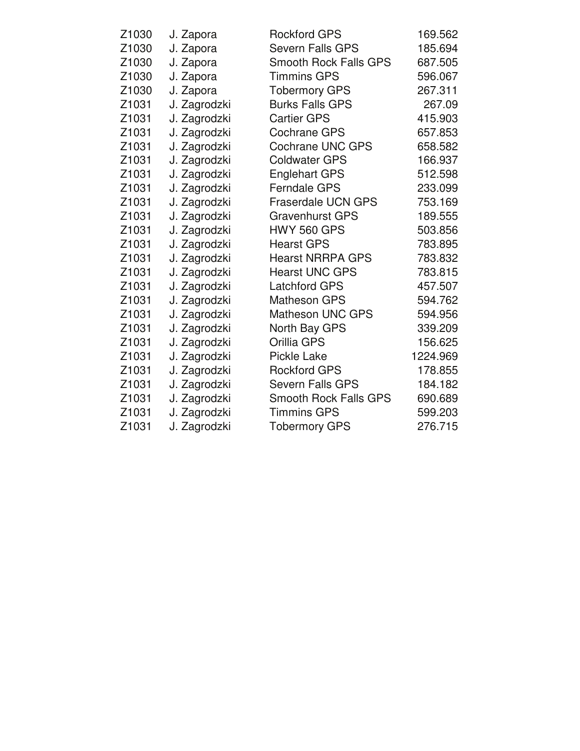| | | | |
|---|---|---|---|
| Z1030 | J. Zapora | Rockford GPS | 169.562 |
| Z1030 | J. Zapora | Severn Falls GPS | 185.694 |
| Z1030 | J. Zapora | Smooth Rock Falls GPS | 687.505 |
| Z1030 | J. Zapora | Timmins GPS | 596.067 |
| Z1030 | J. Zapora | Tobermory GPS | 267.311 |
| Z1031 | J. Zagrodzki | Burks Falls GPS | 267.09 |
| Z1031 | J. Zagrodzki | Cartier GPS | 415.903 |
| Z1031 | J. Zagrodzki | Cochrane GPS | 657.853 |
| Z1031 | J. Zagrodzki | Cochrane UNC GPS | 658.582 |
| Z1031 | J. Zagrodzki | Coldwater GPS | 166.937 |
| Z1031 | J. Zagrodzki | Englehart GPS | 512.598 |
| Z1031 | J. Zagrodzki | Ferndale GPS | 233.099 |
| Z1031 | J. Zagrodzki | Fraserdale UCN GPS | 753.169 |
| Z1031 | J. Zagrodzki | Gravenhurst GPS | 189.555 |
| Z1031 | J. Zagrodzki | HWY 560 GPS | 503.856 |
| Z1031 | J. Zagrodzki | Hearst GPS | 783.895 |
| Z1031 | J. Zagrodzki | Hearst NRRPA GPS | 783.832 |
| Z1031 | J. Zagrodzki | Hearst UNC GPS | 783.815 |
| Z1031 | J. Zagrodzki | Latchford GPS | 457.507 |
| Z1031 | J. Zagrodzki | Matheson GPS | 594.762 |
| Z1031 | J. Zagrodzki | Matheson UNC GPS | 594.956 |
| Z1031 | J. Zagrodzki | North Bay GPS | 339.209 |
| Z1031 | J. Zagrodzki | Orillia GPS | 156.625 |
| Z1031 | J. Zagrodzki | Pickle Lake | 1224.969 |
| Z1031 | J. Zagrodzki | Rockford GPS | 178.855 |
| Z1031 | J. Zagrodzki | Severn Falls GPS | 184.182 |
| Z1031 | J. Zagrodzki | Smooth Rock Falls GPS | 690.689 |
| Z1031 | J. Zagrodzki | Timmins GPS | 599.203 |
| Z1031 | J. Zagrodzki | Tobermory GPS | 276.715 |